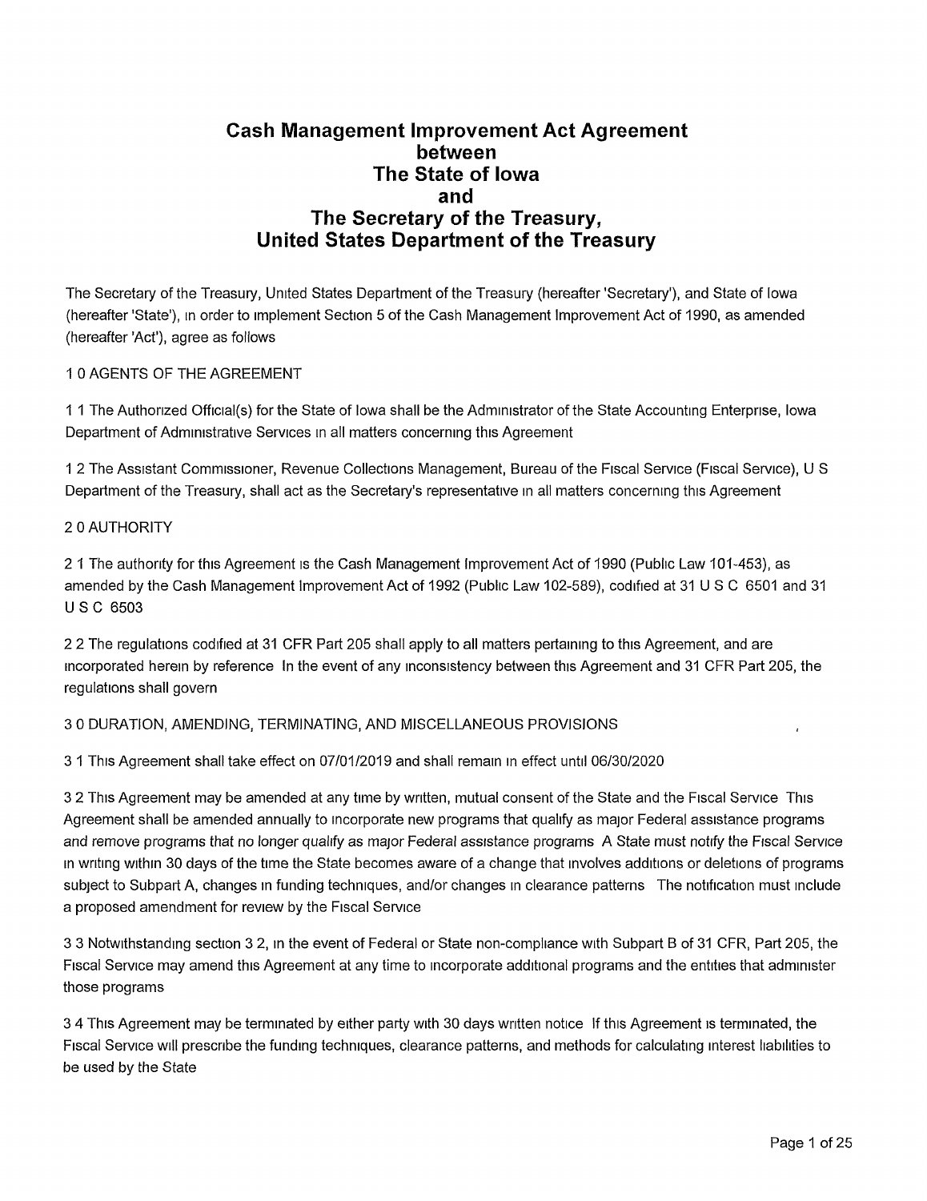# Cash Management Improvement Act Agreement between The State of Iowa and The Secretary of the Treasury, United States Department of the Treasury

The Secretary of the Treasury, United States Department of the Treasury (hereafter 'Secretary'), and State of Iowa (hereafter 'State'), in order to implement Section 5 of the Cash Management Improvement Act of 1990, as amended (hereafter 'Act'), agree as follows

## 1 0 AGENTS OF THE AGREEMENT

1 1 The Authorized Official(s) for the State of Iowa shall be the Administrator of the State Accounting Enterprise, Iowa Department of Administrative Services in all matters concerning this Agreement

1 2 The Assistant Commissioner, Revenue Collections Management, Bureau of the Fiscal Service (Fiscal Service), U S Department of the Treasury, shall act as the Secretary's representative in all matters concerning this Agreement

## 2 0 AUTHORITY

2 1 The authority for this Agreement is the Cash Management Improvement Act of 1990 (Public Law 101-453), as amended by the Cash Management Improvement Act of 1992 (Public Law 102-589), codified at 31 U S C 6501 and 31 U S C 6503

2 2 The regulations codified at 31 CFR Part 205 shall apply to all matters pertaining to this Agreement, and are incorporated herein by reference In the event of any inconsistency between this Agreement and 31 CFR Part 205, the regulations shall govern

## 3 0 DURATION, AMENDING, TERMINATING, AND MISCELLANEOUS PROVISIONS

3 1 This Agreement shall take effect on 07/01/2019 and shall remain in effect until 06/30/2020

3 2 This Agreement may be amended at any time by written, mutual consent of the State and the Fiscal Service This Agreement shall be amended annually to incorporate new programs that qualify as major Federal assistance programs and remove programs that no longer qualify as major Federal assistance programs A State must notify the Fiscal Service in writing within 30 days of the time the State becomes aware of a change that involves additions or deletions of programs subject to Subpart A, changes in funding techniques, and/or changes in clearance patterns The notification must include a proposed amendment for review by the Fiscal Service

3 3 Notwithstanding section 3 2, in the event of Federal or State non-compliance with Subpart B of 31 CFR, Part 205, the Fiscal Service may amend this Agreement at any time to incorporate additional programs and the entities that administer those programs

3 4 This Agreement may be terminated by either party with 30 days written notice If this Agreement is terminated, the Fiscal Service will prescribe the funding techniques, clearance patterns, and methods for calculating interest liabilities to be used by the State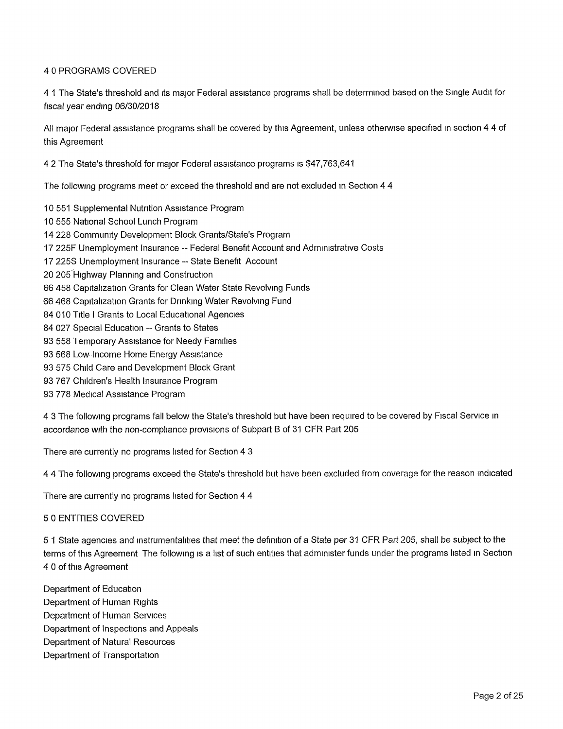## 4 0 PROGRAMS COVERED

4 1 The State's threshold and its major Federal assistance programs shall be determined based on the Single Audit for fiscal year ending 06/30/2018

All major Federal assistance programs shall be covered by this Agreement, unless otherwise specified in section 4 4 of this Agreement

4 2 The State's threshold for major Federal assistance programs is $47,763,641

The following programs meet or exceed the threshold and are not excluded in Section 4 4

10 551 Supplemental Nutrition Assistance Program
10 555 National School Lunch Program
14 228 Community Development Block Grants/State's Program
17 225F Unemployment Insurance -- Federal Benefit Account and Administrative Costs
17 225S Unemployment Insurance -- State Benefit Account
20 205 Highway Planning and Construction
66 458 Capitalization Grants for Clean Water State Revolving Funds
66 468 Capitalization Grants for Drinking Water Revolving Fund
84 010 Title I Grants to Local Educational Agencies
84 027 Special Education -- Grants to States
93 558 Temporary Assistance for Needy Families
93 568 Low-Income Home Energy Assistance
93 575 Child Care and Development Block Grant
93 767 Children's Health Insurance Program
93 778 Medical Assistance Program

4 3 The following programs fall below the State's threshold but have been required to be covered by Fiscal Service in accordance with the non-compliance provisions of Subpart B of 31 CFR Part 205

There are currently no programs listed for Section 4 3

4 4 The following programs exceed the State's threshold but have been excluded from coverage for the reason indicated

There are currently no programs listed for Section 4 4

## 5 0 ENTITIES COVERED

5 1 State agencies and instrumentalities that meet the definition of a State per 31 CFR Part 205, shall be subject to the terms of this Agreement The following is a list of such entities that administer funds under the programs listed in Section 4 0 of this Agreement

Department of Education
Department of Human Rights
Department of Human Services
Department of Inspections and Appeals
Department of Natural Resources
Department of Transportation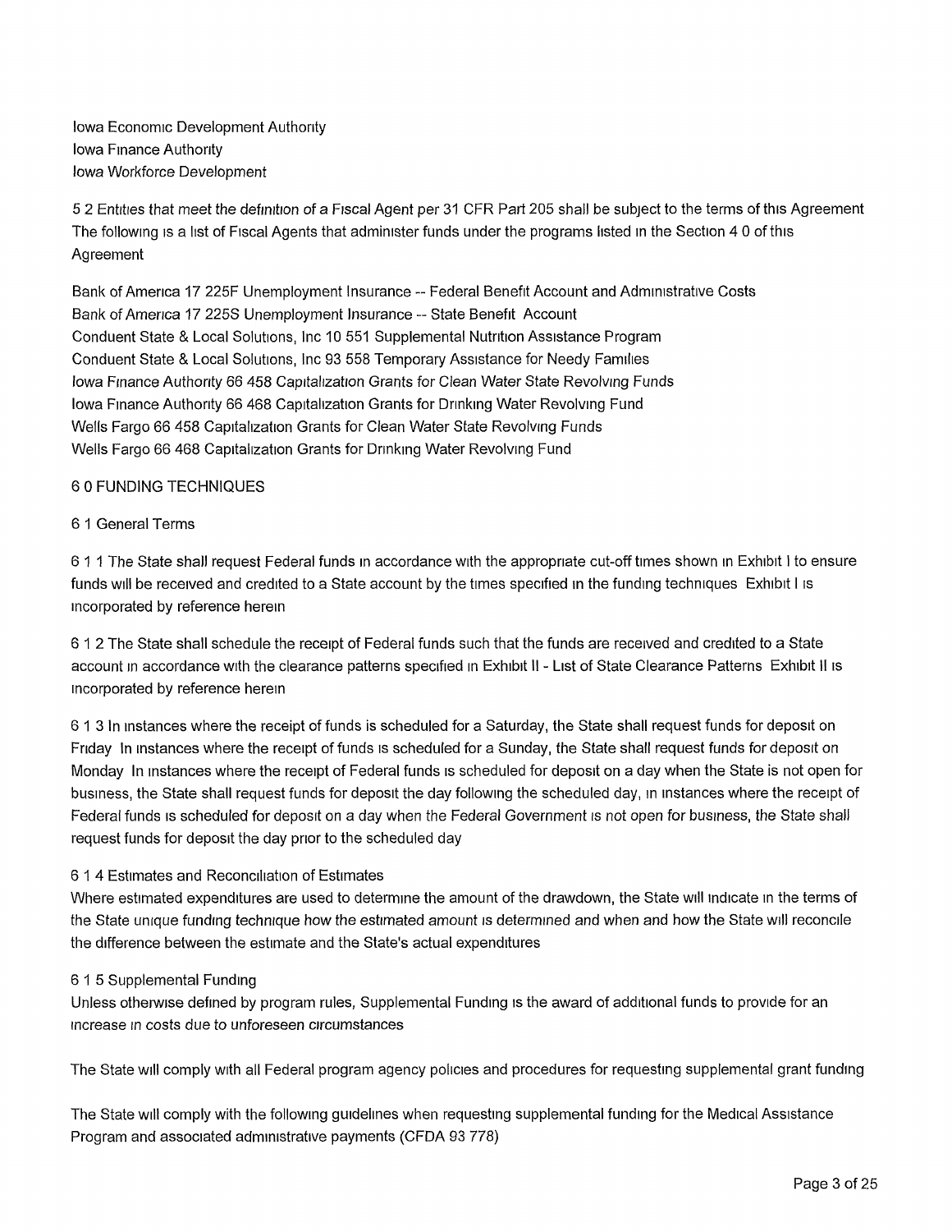Iowa Economic Development Authority
Iowa Finance Authority
Iowa Workforce Development

5 2 Entities that meet the definition of a Fiscal Agent per 31 CFR Part 205 shall be subject to the terms of this Agreement The following is a list of Fiscal Agents that administer funds under the programs listed in the Section 4 0 of this Agreement

Bank of America 17 225F Unemployment Insurance -- Federal Benefit Account and Administrative Costs
Bank of America 17 225S Unemployment Insurance -- State Benefit Account
Conduent State & Local Solutions, Inc 10 551 Supplemental Nutrition Assistance Program
Conduent State & Local Solutions, Inc 93 558 Temporary Assistance for Needy Families
Iowa Finance Authority 66 458 Capitalization Grants for Clean Water State Revolving Funds
Iowa Finance Authority 66 468 Capitalization Grants for Drinking Water Revolving Fund
Wells Fargo 66 458 Capitalization Grants for Clean Water State Revolving Funds
Wells Fargo 66 468 Capitalization Grants for Drinking Water Revolving Fund

6 0 FUNDING TECHNIQUES

6 1 General Terms

6 1 1 The State shall request Federal funds in accordance with the appropriate cut-off times shown in Exhibit I to ensure funds will be received and credited to a State account by the times specified in the funding techniques Exhibit I is incorporated by reference herein

6 1 2 The State shall schedule the receipt of Federal funds such that the funds are received and credited to a State account in accordance with the clearance patterns specified in Exhibit II - List of State Clearance Patterns Exhibit II is incorporated by reference herein

6 1 3 In instances where the receipt of funds is scheduled for a Saturday, the State shall request funds for deposit on Friday In instances where the receipt of funds is scheduled for a Sunday, the State shall request funds for deposit on Monday In instances where the receipt of Federal funds is scheduled for deposit on a day when the State is not open for business, the State shall request funds for deposit the day following the scheduled day, in instances where the receipt of Federal funds is scheduled for deposit on a day when the Federal Government is not open for business, the State shall request funds for deposit the day prior to the scheduled day

6 1 4 Estimates and Reconciliation of Estimates
Where estimated expenditures are used to determine the amount of the drawdown, the State will indicate in the terms of the State unique funding technique how the estimated amount is determined and when and how the State will reconcile the difference between the estimate and the State's actual expenditures

6 1 5 Supplemental Funding
Unless otherwise defined by program rules, Supplemental Funding is the award of additional funds to provide for an increase in costs due to unforeseen circumstances

The State will comply with all Federal program agency policies and procedures for requesting supplemental grant funding

The State will comply with the following guidelines when requesting supplemental funding for the Medical Assistance Program and associated administrative payments (CFDA 93 778)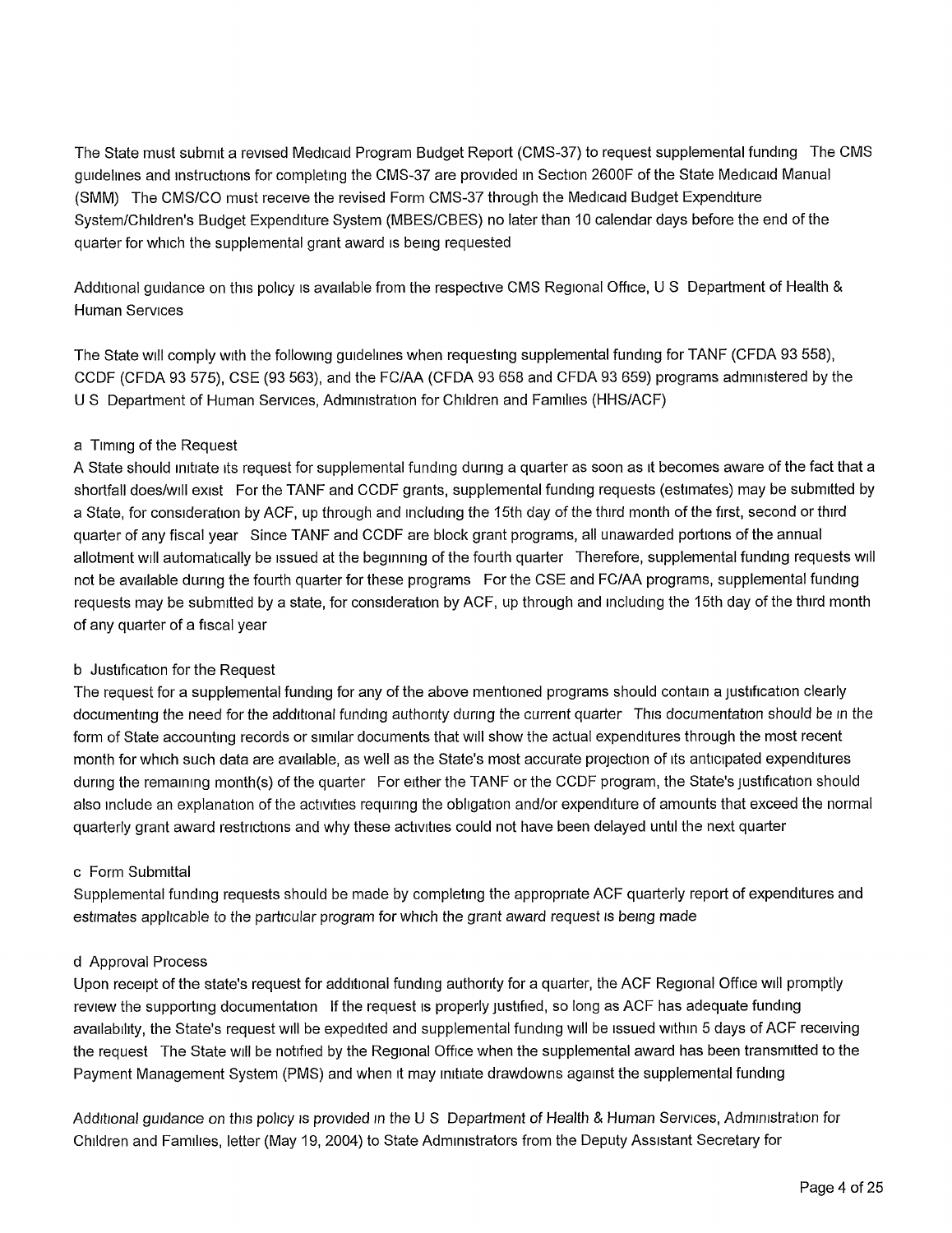The State must submit a revised Medicaid Program Budget Report (CMS-37) to request supplemental funding The CMS guidelines and instructions for completing the CMS-37 are provided in Section 2600F of the State Medicaid Manual (SMM) The CMS/CO must receive the revised Form CMS-37 through the Medicaid Budget Expenditure System/Children's Budget Expenditure System (MBES/CBES) no later than 10 calendar days before the end of the quarter for which the supplemental grant award is being requested

Additional guidance on this policy is available from the respective CMS Regional Office, U S Department of Health & Human Services

The State will comply with the following guidelines when requesting supplemental funding for TANF (CFDA 93 558), CCDF (CFDA 93 575), CSE (93 563), and the FC/AA (CFDA 93 658 and CFDA 93 659) programs administered by the U S Department of Human Services, Administration for Children and Families (HHS/ACF)

a Timing of the Request

A State should initiate its request for supplemental funding during a quarter as soon as it becomes aware of the fact that a shortfall does/will exist For the TANF and CCDF grants, supplemental funding requests (estimates) may be submitted by a State, for consideration by ACF, up through and including the 15th day of the third month of the first, second or third quarter of any fiscal year Since TANF and CCDF are block grant programs, all unawarded portions of the annual allotment will automatically be issued at the beginning of the fourth quarter Therefore, supplemental funding requests will not be available during the fourth quarter for these programs For the CSE and FC/AA programs, supplemental funding requests may be submitted by a state, for consideration by ACF, up through and including the 15th day of the third month of any quarter of a fiscal year

b Justification for the Request

The request for a supplemental funding for any of the above mentioned programs should contain a justification clearly documenting the need for the additional funding authority during the current quarter This documentation should be in the form of State accounting records or similar documents that will show the actual expenditures through the most recent month for which such data are available, as well as the State's most accurate projection of its anticipated expenditures during the remaining month(s) of the quarter For either the TANF or the CCDF program, the State's justification should also include an explanation of the activities requiring the obligation and/or expenditure of amounts that exceed the normal quarterly grant award restrictions and why these activities could not have been delayed until the next quarter

c Form Submittal

Supplemental funding requests should be made by completing the appropriate ACF quarterly report of expenditures and estimates applicable to the particular program for which the grant award request is being made

d Approval Process

Upon receipt of the state's request for additional funding authority for a quarter, the ACF Regional Office will promptly review the supporting documentation If the request is properly justified, so long as ACF has adequate funding availability, the State's request will be expedited and supplemental funding will be issued within 5 days of ACF receiving the request The State will be notified by the Regional Office when the supplemental award has been transmitted to the Payment Management System (PMS) and when it may initiate drawdowns against the supplemental funding

Additional guidance on this policy is provided in the U S Department of Health & Human Services, Administration for Children and Families, letter (May 19, 2004) to State Administrators from the Deputy Assistant Secretary for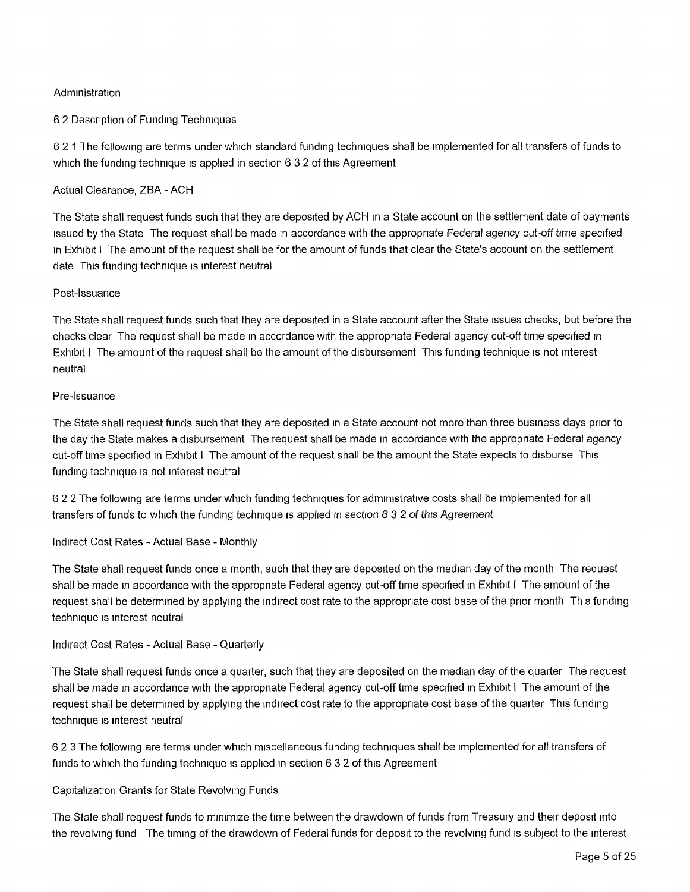Administration

6 2 Description of Funding Techniques

6 2 1 The following are terms under which standard funding techniques shall be implemented for all transfers of funds to which the funding technique is applied in section 6 3 2 of this Agreement

Actual Clearance, ZBA - ACH

The State shall request funds such that they are deposited by ACH in a State account on the settlement date of payments issued by the State The request shall be made in accordance with the appropriate Federal agency cut-off time specified in Exhibit I The amount of the request shall be for the amount of funds that clear the State's account on the settlement date This funding technique is interest neutral

Post-Issuance

The State shall request funds such that they are deposited in a State account after the State issues checks, but before the checks clear The request shall be made in accordance with the appropriate Federal agency cut-off time specified in Exhibit I The amount of the request shall be the amount of the disbursement This funding technique is not interest neutral

Pre-Issuance

The State shall request funds such that they are deposited in a State account not more than three business days prior to the day the State makes a disbursement The request shall be made in accordance with the appropriate Federal agency cut-off time specified in Exhibit I The amount of the request shall be the amount the State expects to disburse This funding technique is not interest neutral

6 2 2 The following are terms under which funding techniques for administrative costs shall be implemented for all transfers of funds to which the funding technique is applied *in section 6 3 2 of this Agreement*

Indirect Cost Rates - Actual Base - Monthly

The State shall request funds once a month, such that they are deposited on the median day of the month The request shall be made in accordance with the appropriate Federal agency cut-off time specified in Exhibit I The amount of the request shall be determined by applying the indirect cost rate to the appropriate cost base of the prior month This funding technique is interest neutral

Indirect Cost Rates - Actual Base - Quarterly

The State shall request funds once a quarter, such that they are deposited on the median day of the quarter The request shall be made in accordance with the appropriate Federal agency cut-off time specified in Exhibit I The amount of the request shall be determined by applying the indirect cost rate to the appropriate cost base of the quarter This funding technique is interest neutral

6 2 3 The following are terms under which miscellaneous funding techniques shall be implemented for all transfers of funds to which the funding technique is applied in section 6 3 2 of this Agreement

Capitalization Grants for State Revolving Funds

The State shall request funds to minimize the time between the drawdown of funds from Treasury and their deposit into the revolving fund The timing of the drawdown of Federal funds for deposit to the revolving fund is subject to the interest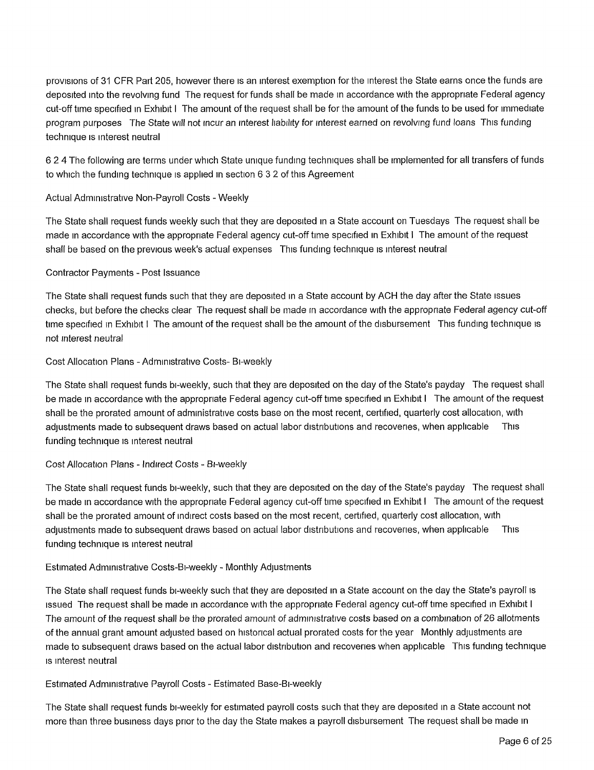provisions of 31 CFR Part 205, however there is an interest exemption for the interest the State earns once the funds are deposited into the revolving fund The request for funds shall be made in accordance with the appropriate Federal agency cut-off time specified in Exhibit I The amount of the request shall be for the amount of the funds to be used for immediate program purposes The State will not incur an interest liability for interest earned on revolving fund loans This funding technique is interest neutral

6 2 4 The following are terms under which State unique funding techniques shall be implemented for all transfers of funds to which the funding technique is applied in section 6 3 2 of this Agreement

Actual Administrative Non-Payroll Costs - Weekly

The State shall request funds weekly such that they are deposited in a State account on Tuesdays The request shall be made in accordance with the appropriate Federal agency cut-off time specified in Exhibit I The amount of the request shall be based on the previous week's actual expenses This funding technique is interest neutral

Contractor Payments - Post Issuance

The State shall request funds such that they are deposited in a State account by ACH the day after the State issues checks, but before the checks clear The request shall be made in accordance with the appropriate Federal agency cut-off time specified in Exhibit I The amount of the request shall be the amount of the disbursement This funding technique is not interest neutral

Cost Allocation Plans - Administrative Costs- Bi-weekly

The State shall request funds bi-weekly, such that they are deposited on the day of the State's payday The request shall be made in accordance with the appropriate Federal agency cut-off time specified in Exhibit I The amount of the request shall be the prorated amount of administrative costs base on the most recent, certified, quarterly cost allocation, with adjustments made to subsequent draws based on actual labor distributions and recoveries, when applicable This funding technique is interest neutral

Cost Allocation Plans - Indirect Costs - Bi-weekly

The State shall request funds bi-weekly, such that they are deposited on the day of the State's payday The request shall be made in accordance with the appropriate Federal agency cut-off time specified in Exhibit I The amount of the request shall be the prorated amount of indirect costs based on the most recent, certified, quarterly cost allocation, with adjustments made to subsequent draws based on actual labor distributions and recoveries, when applicable This funding technique is interest neutral

Estimated Administrative Costs-Bi-weekly - Monthly Adjustments

The State shall request funds bi-weekly such that they are deposited in a State account on the day the State's payroll is issued The request shall be made in accordance with the appropriate Federal agency cut-off time specified in Exhibit I The amount of the request shall be the prorated amount of administrative costs based on a combination of 26 allotments of the annual grant amount adjusted based on historical actual prorated costs for the year Monthly adjustments are made to subsequent draws based on the actual labor distribution and recoveries when applicable This funding technique is interest neutral

Estimated Administrative Payroll Costs - Estimated Base-Bi-weekly

The State shall request funds bi-weekly for estimated payroll costs such that they are deposited in a State account not more than three business days prior to the day the State makes a payroll disbursement The request shall be made in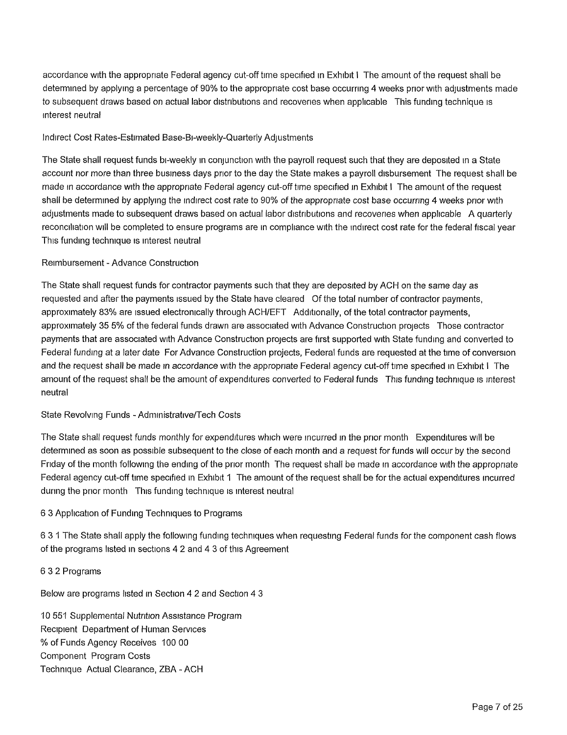accordance with the appropriate Federal agency cut-off time specified in Exhibit I The amount of the request shall be determined by applying a percentage of 90% to the appropriate cost base occurring 4 weeks prior with adjustments made to subsequent draws based on actual labor distributions and recoveries when applicable This funding technique is interest neutral

Indirect Cost Rates-Estimated Base-Bi-weekly-Quarterly Adjustments

The State shall request funds bi-weekly in conjunction with the payroll request such that they are deposited in a State account nor more than three business days prior to the day the State makes a payroll disbursement The request shall be made in accordance with the appropriate Federal agency cut-off time specified in Exhibit I The amount of the request shall be determined by applying the indirect cost rate to 90% of the appropriate cost base occurring 4 weeks prior with adjustments made to subsequent draws based on actual labor distributions and recoveries when applicable A quarterly reconciliation will be completed to ensure programs are in compliance with the indirect cost rate for the federal fiscal year This funding technique is interest neutral

Reimbursement - Advance Construction

The State shall request funds for contractor payments such that they are deposited by ACH on the same day as requested and after the payments issued by the State have cleared Of the total number of contractor payments, approximately 83% are issued electronically through ACH/EFT Additionally, of the total contractor payments, approximately 35 5% of the federal funds drawn are associated with Advance Construction projects Those contractor payments that are associated with Advance Construction projects are first supported with State funding and converted to Federal funding at a later date For Advance Construction projects, Federal funds are requested at the time of conversion and the request shall be made in accordance with the appropriate Federal agency cut-off time specified in Exhibit I The amount of the request shall be the amount of expenditures converted to Federal funds This funding technique is interest neutral

State Revolving Funds - Administrative/Tech Costs

The State shall request funds monthly for expenditures which were incurred in the prior month Expenditures will be determined as soon as possible subsequent to the close of each month and a request for funds will occur by the second Friday of the month following the ending of the prior month The request shall be made in accordance with the appropriate Federal agency cut-off time specified in Exhibit 1 The amount of the request shall be for the actual expenditures incurred during the prior month This funding technique is interest neutral

6 3 Application of Funding Techniques to Programs

6 3 1 The State shall apply the following funding techniques when requesting Federal funds for the component cash flows of the programs listed in sections 4 2 and 4 3 of this Agreement

6 3 2 Programs

Below are programs listed in Section 4 2 and Section 4 3

10 551 Supplemental Nutrition Assistance Program
Recipient Department of Human Services
% of Funds Agency Receives 100 00
Component Program Costs
Technique Actual Clearance, ZBA - ACH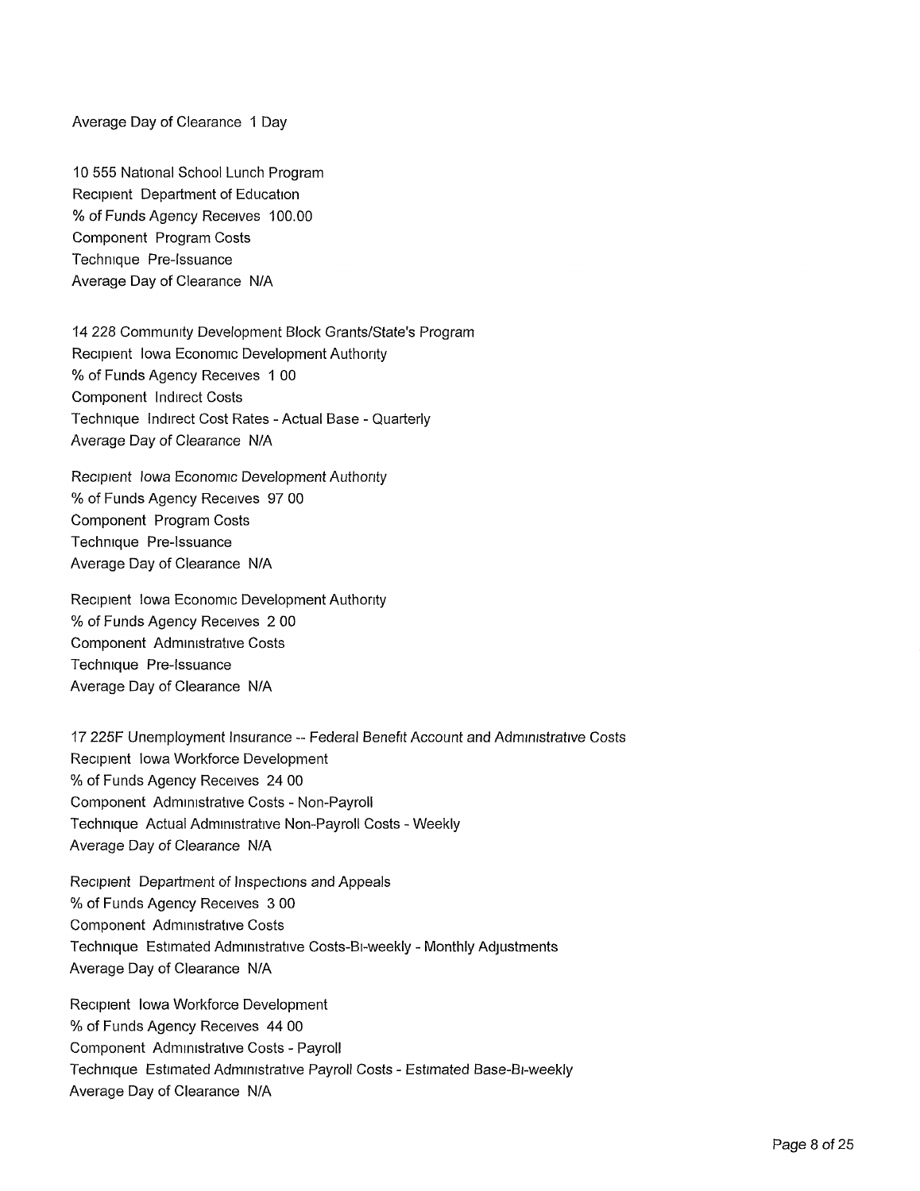Average Day of Clearance 1 Day

10 555 National School Lunch Program
Recipient Department of Education
% of Funds Agency Receives 100.00
Component Program Costs
Technique Pre-Issuance
Average Day of Clearance N/A

14 228 Community Development Block Grants/State's Program
Recipient Iowa Economic Development Authority
% of Funds Agency Receives 1 00
Component Indirect Costs
Technique Indirect Cost Rates - Actual Base - Quarterly
Average Day of Clearance N/A

Recipient Iowa Economic Development Authority
% of Funds Agency Receives 97 00
Component Program Costs
Technique Pre-Issuance
Average Day of Clearance N/A

Recipient Iowa Economic Development Authority
% of Funds Agency Receives 2 00
Component Administrative Costs
Technique Pre-Issuance
Average Day of Clearance N/A

17 225F Unemployment Insurance -- Federal Benefit Account and Administrative Costs
Recipient Iowa Workforce Development
% of Funds Agency Receives 24 00
Component Administrative Costs - Non-Payroll
Technique Actual Administrative Non-Payroll Costs - Weekly
Average Day of Clearance N/A

Recipient Department of Inspections and Appeals
% of Funds Agency Receives 3 00
Component Administrative Costs
Technique Estimated Administrative Costs-Bi-weekly - Monthly Adjustments
Average Day of Clearance N/A

Recipient Iowa Workforce Development
% of Funds Agency Receives 44 00
Component Administrative Costs - Payroll
Technique Estimated Administrative Payroll Costs - Estimated Base-Bi-weekly
Average Day of Clearance N/A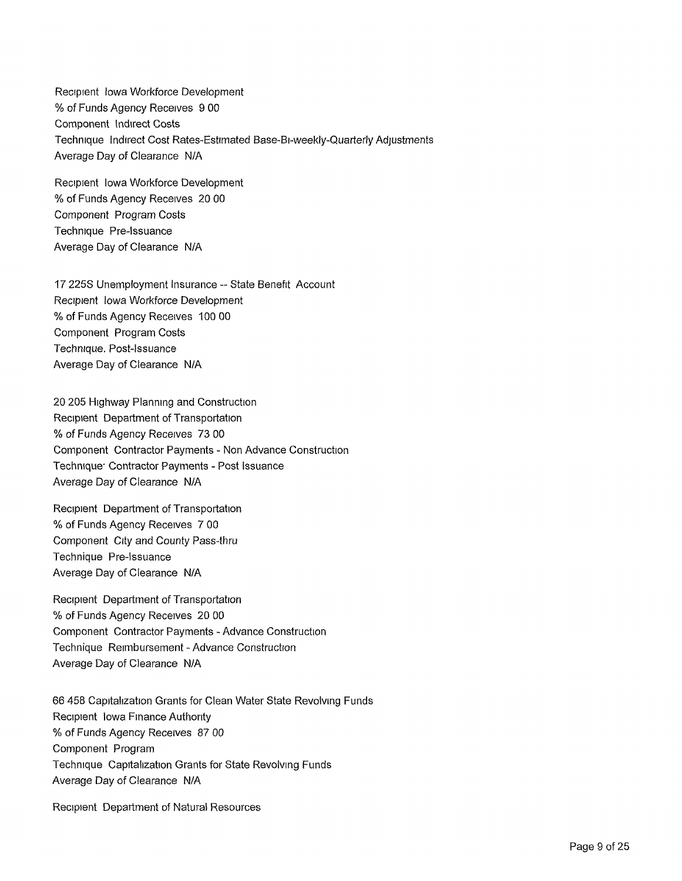Recipient Iowa Workforce Development
% of Funds Agency Receives 9 00
Component Indirect Costs
Technique Indirect Cost Rates-Estimated Base-Bi-weekly-Quarterly Adjustments
Average Day of Clearance N/A

Recipient Iowa Workforce Development
% of Funds Agency Receives 20 00
Component Program Costs
Technique Pre-Issuance
Average Day of Clearance N/A

17 225S Unemployment Insurance -- State Benefit Account
Recipient Iowa Workforce Development
% of Funds Agency Receives 100 00
Component Program Costs
Technique. Post-Issuance
Average Day of Clearance N/A

20 205 Highway Planning and Construction
Recipient Department of Transportation
% of Funds Agency Receives 73 00
Component Contractor Payments - Non Advance Construction
Technique Contractor Payments - Post Issuance
Average Day of Clearance N/A

Recipient Department of Transportation
% of Funds Agency Receives 7 00
Component City and County Pass-thru
Technique Pre-Issuance
Average Day of Clearance N/A

Recipient Department of Transportation
% of Funds Agency Receives 20 00
Component Contractor Payments - Advance Construction
Technique Reimbursement - Advance Construction
Average Day of Clearance N/A

66 458 Capitalization Grants for Clean Water State Revolving Funds
Recipient Iowa Finance Authority
% of Funds Agency Receives 87 00
Component Program
Technique Capitalization Grants for State Revolving Funds
Average Day of Clearance N/A

Recipient Department of Natural Resources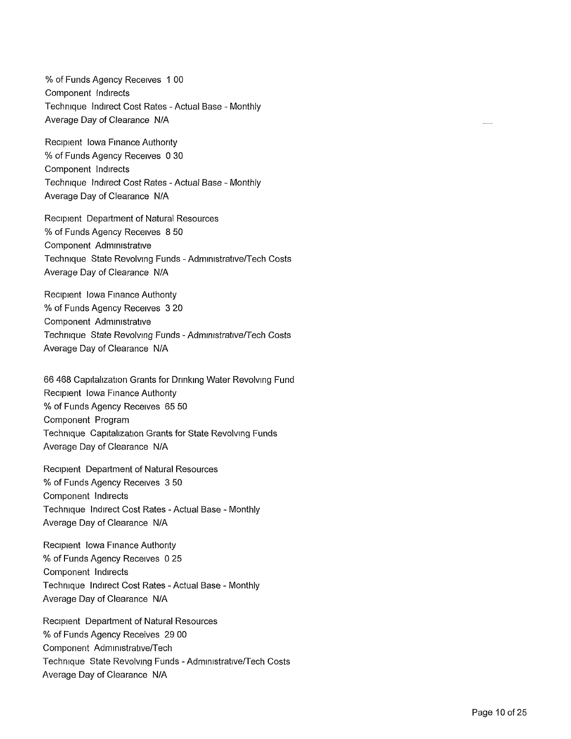% of Funds Agency Receives 1 00
Component Indirects
Technique Indirect Cost Rates - Actual Base - Monthly
Average Day of Clearance N/A

Recipient Iowa Finance Authority
% of Funds Agency Receives 0 30
Component Indirects
Technique Indirect Cost Rates - Actual Base - Monthly
Average Day of Clearance N/A

Recipient Department of Natural Resources
% of Funds Agency Receives 8 50
Component Administrative
Technique State Revolving Funds - Administrative/Tech Costs
Average Day of Clearance N/A

Recipient Iowa Finance Authority
% of Funds Agency Receives 3 20
Component Administrative
Technique State Revolving Funds - Administrative/Tech Costs
Average Day of Clearance N/A

66 468 Capitalization Grants for Drinking Water Revolving Fund
Recipient Iowa Finance Authority
% of Funds Agency Receives 65 50
Component Program
Technique Capitalization Grants for State Revolving Funds
Average Day of Clearance N/A

Recipient Department of Natural Resources
% of Funds Agency Receives 3 50
Component Indirects
Technique Indirect Cost Rates - Actual Base - Monthly
Average Day of Clearance N/A

Recipient Iowa Finance Authority
% of Funds Agency Receives 0 25
Component Indirects
Technique Indirect Cost Rates - Actual Base - Monthly
Average Day of Clearance N/A

Recipient Department of Natural Resources
% of Funds Agency Receives 29 00
Component Administrative/Tech
Technique State Revolving Funds - Administrative/Tech Costs
Average Day of Clearance N/A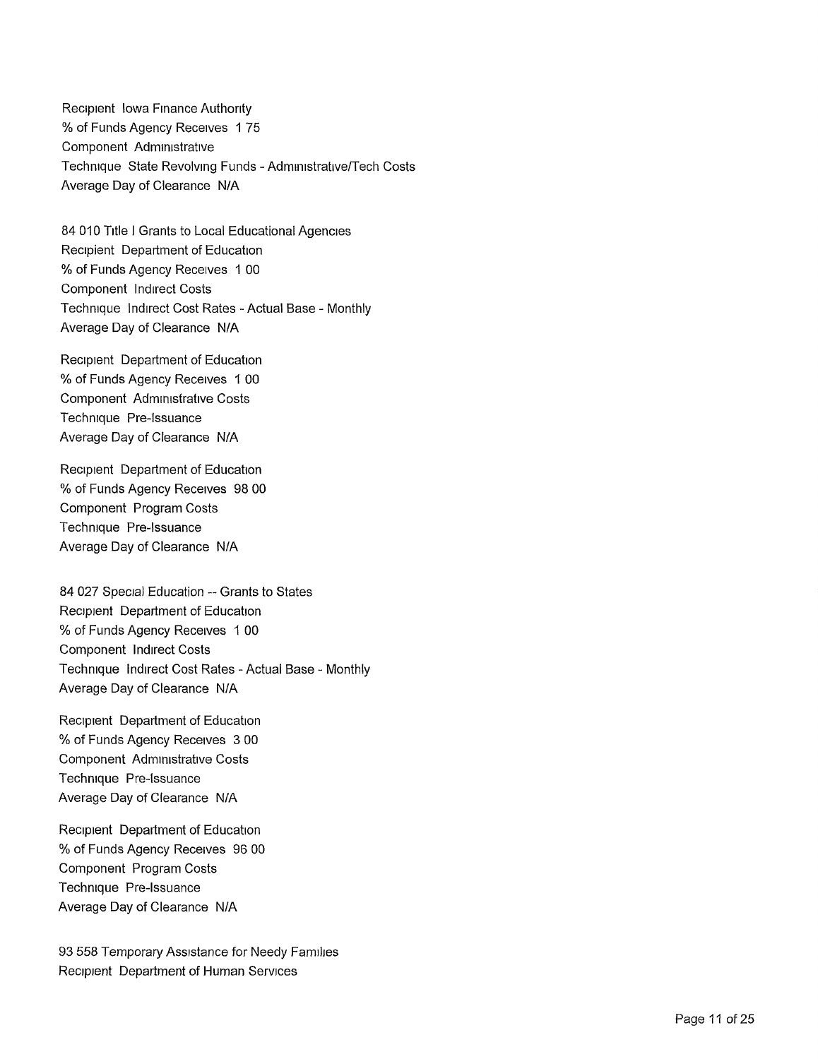Recipient Iowa Finance Authority
% of Funds Agency Receives 1 75
Component Administrative
Technique State Revolving Funds - Administrative/Tech Costs
Average Day of Clearance N/A

84 010 Title I Grants to Local Educational Agencies
Recipient Department of Education
% of Funds Agency Receives 1 00
Component Indirect Costs
Technique Indirect Cost Rates - Actual Base - Monthly
Average Day of Clearance N/A

Recipient Department of Education
% of Funds Agency Receives 1 00
Component Administrative Costs
Technique Pre-Issuance
Average Day of Clearance N/A

Recipient Department of Education
% of Funds Agency Receives 98 00
Component Program Costs
Technique Pre-Issuance
Average Day of Clearance N/A

84 027 Special Education -- Grants to States
Recipient Department of Education
% of Funds Agency Receives 1 00
Component Indirect Costs
Technique Indirect Cost Rates - Actual Base - Monthly
Average Day of Clearance N/A

Recipient Department of Education
% of Funds Agency Receives 3 00
Component Administrative Costs
Technique Pre-Issuance
Average Day of Clearance N/A

Recipient Department of Education
% of Funds Agency Receives 96 00
Component Program Costs
Technique Pre-Issuance
Average Day of Clearance N/A

93 558 Temporary Assistance for Needy Families
Recipient Department of Human Services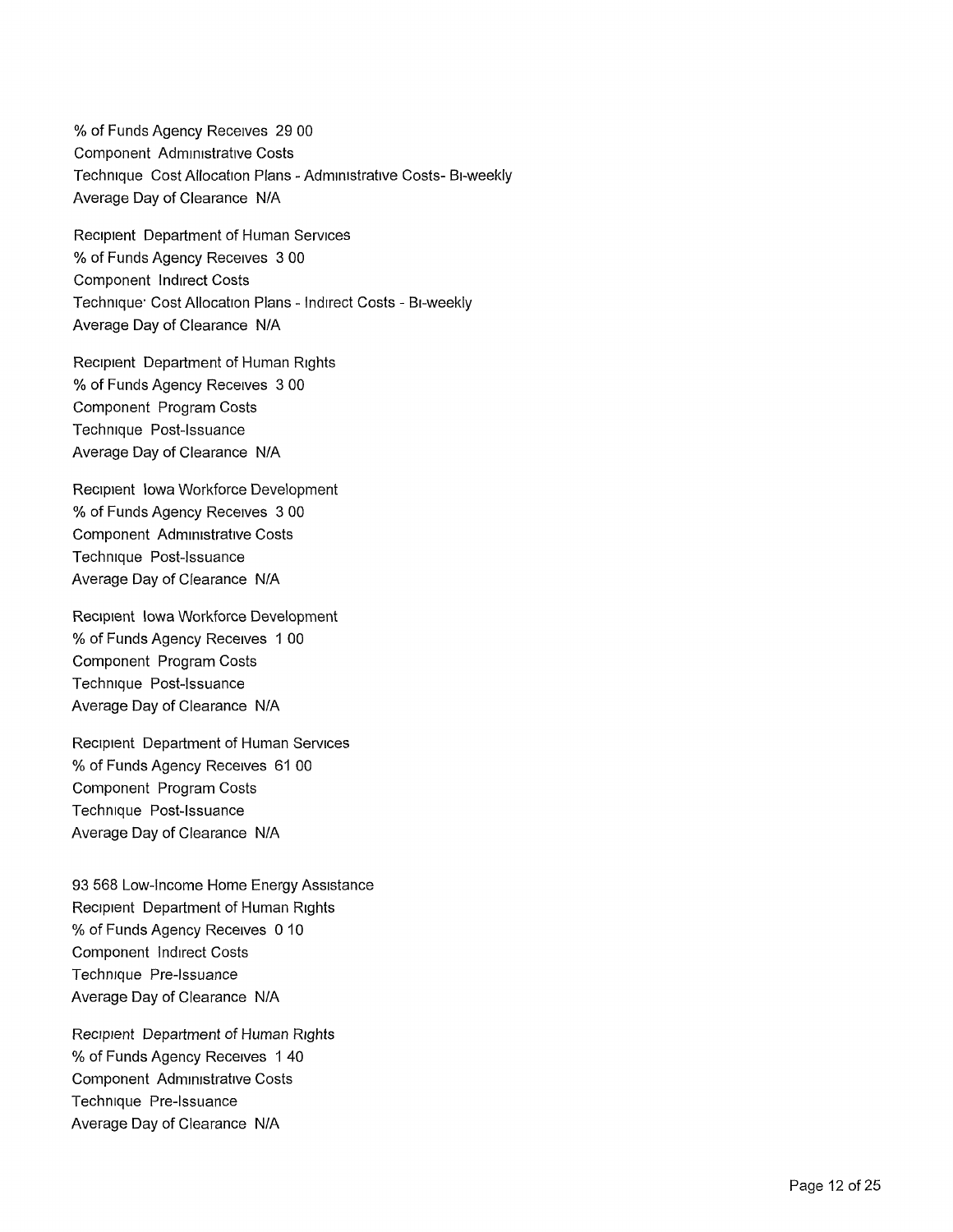% of Funds Agency Receives 29 00
Component Administrative Costs
Technique Cost Allocation Plans - Administrative Costs- Bi-weekly
Average Day of Clearance N/A

Recipient Department of Human Services
% of Funds Agency Receives 3 00
Component Indirect Costs
Technique· Cost Allocation Plans - Indirect Costs - Bi-weekly
Average Day of Clearance N/A

Recipient Department of Human Rights
% of Funds Agency Receives 3 00
Component Program Costs
Technique Post-Issuance
Average Day of Clearance N/A

Recipient Iowa Workforce Development
% of Funds Agency Receives 3 00
Component Administrative Costs
Technique Post-Issuance
Average Day of Clearance N/A

Recipient Iowa Workforce Development
% of Funds Agency Receives 1 00
Component Program Costs
Technique Post-Issuance
Average Day of Clearance N/A

Recipient Department of Human Services
% of Funds Agency Receives 61 00
Component Program Costs
Technique Post-Issuance
Average Day of Clearance N/A

93 568 Low-Income Home Energy Assistance
Recipient Department of Human Rights
% of Funds Agency Receives 0 10
Component Indirect Costs
Technique Pre-Issuance
Average Day of Clearance N/A

Recipient Department of Human Rights
% of Funds Agency Receives 1 40
Component Administrative Costs
Technique Pre-Issuance
Average Day of Clearance N/A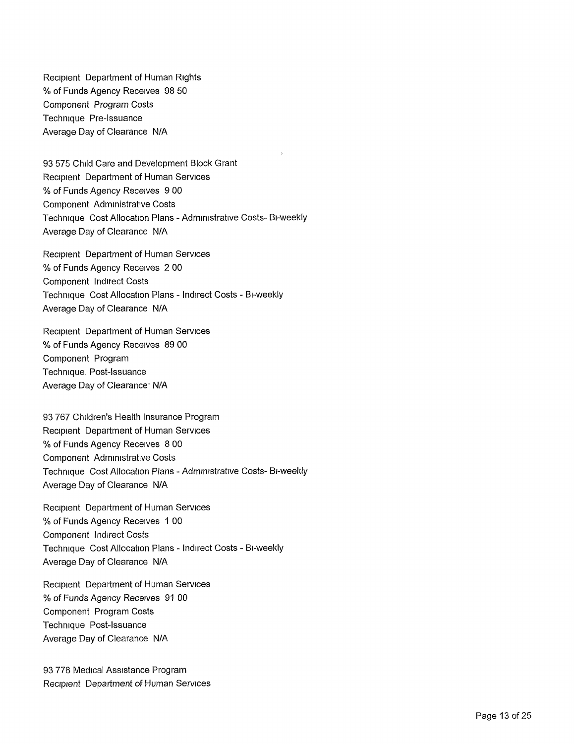Recipient Department of Human Rights
% of Funds Agency Receives 98 50
Component Program Costs
Technique Pre-Issuance
Average Day of Clearance N/A

93 575 Child Care and Development Block Grant
Recipient Department of Human Services
% of Funds Agency Receives 9 00
Component Administrative Costs
Technique Cost Allocation Plans - Administrative Costs- Bi-weekly
Average Day of Clearance N/A

Recipient Department of Human Services
% of Funds Agency Receives 2 00
Component Indirect Costs
Technique Cost Allocation Plans - Indirect Costs - Bi-weekly
Average Day of Clearance N/A

Recipient Department of Human Services
% of Funds Agency Receives 89 00
Component Program
Technique. Post-Issuance
Average Day of Clearance N/A

93 767 Children's Health Insurance Program
Recipient Department of Human Services
% of Funds Agency Receives 8 00
Component Administrative Costs
Technique Cost Allocation Plans - Administrative Costs- Bi-weekly
Average Day of Clearance N/A

Recipient Department of Human Services
% of Funds Agency Receives 1 00
Component Indirect Costs
Technique Cost Allocation Plans - Indirect Costs - Bi-weekly
Average Day of Clearance N/A

Recipient Department of Human Services
% of Funds Agency Receives 91 00
Component Program Costs
Technique Post-Issuance
Average Day of Clearance N/A

93 778 Medical Assistance Program
Recipient Department of Human Services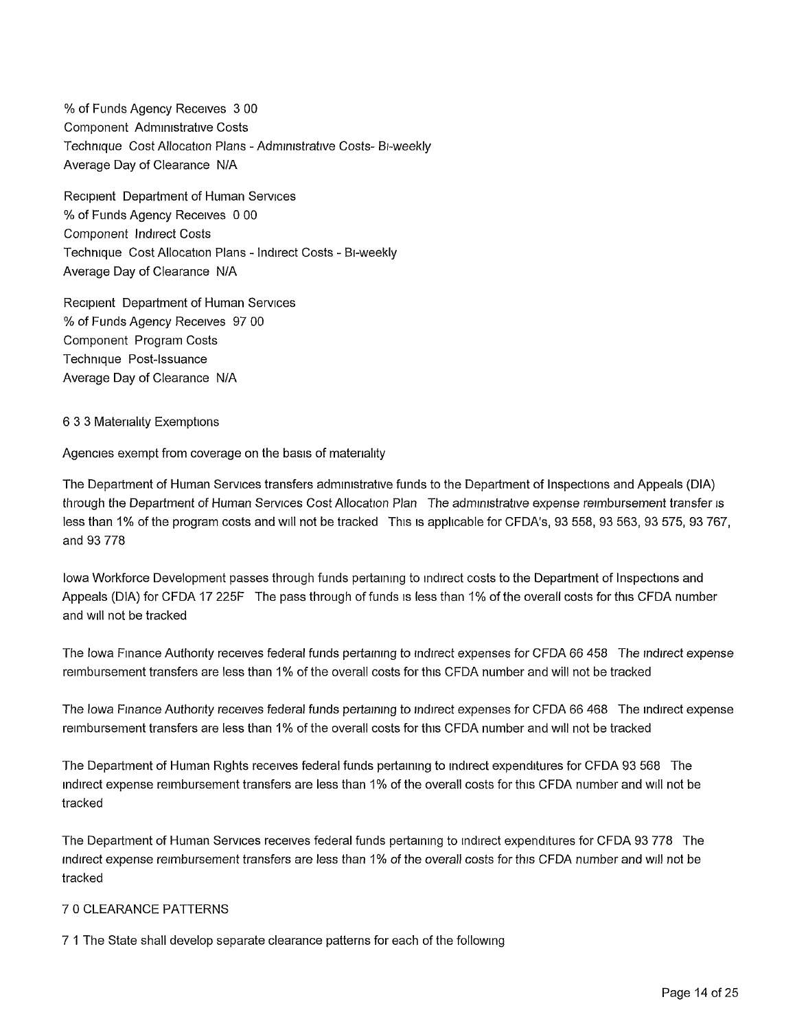% of Funds Agency Receives 3 00
Component Administrative Costs
Technique Cost Allocation Plans - Administrative Costs- Bi-weekly
Average Day of Clearance N/A

Recipient Department of Human Services
% of Funds Agency Receives 0 00
Component Indirect Costs
Technique Cost Allocation Plans - Indirect Costs - Bi-weekly
Average Day of Clearance N/A

Recipient Department of Human Services
% of Funds Agency Receives 97 00
Component Program Costs
Technique Post-Issuance
Average Day of Clearance N/A

6 3 3 Materiality Exemptions

Agencies exempt from coverage on the basis of materiality

The Department of Human Services transfers administrative funds to the Department of Inspections and Appeals (DIA) through the Department of Human Services Cost Allocation Plan The administrative expense reimbursement transfer is less than 1% of the program costs and will not be tracked This is applicable for CFDA's, 93 558, 93 563, 93 575, 93 767, and 93 778

Iowa Workforce Development passes through funds pertaining to indirect costs to the Department of Inspections and Appeals (DIA) for CFDA 17 225F The pass through of funds is less than 1% of the overall costs for this CFDA number and will not be tracked

The Iowa Finance Authority receives federal funds pertaining to indirect expenses for CFDA 66 458 The indirect expense reimbursement transfers are less than 1% of the overall costs for this CFDA number and will not be tracked

The Iowa Finance Authority receives federal funds pertaining to indirect expenses for CFDA 66 468 The indirect expense reimbursement transfers are less than 1% of the overall costs for this CFDA number and will not be tracked

The Department of Human Rights receives federal funds pertaining to indirect expenditures for CFDA 93 568 The indirect expense reimbursement transfers are less than 1% of the overall costs for this CFDA number and will not be tracked

The Department of Human Services receives federal funds pertaining to indirect expenditures for CFDA 93 778 The indirect expense reimbursement transfers are less than 1% of the overall costs for this CFDA number and will not be tracked

7 0 CLEARANCE PATTERNS

7 1 The State shall develop separate clearance patterns for each of the following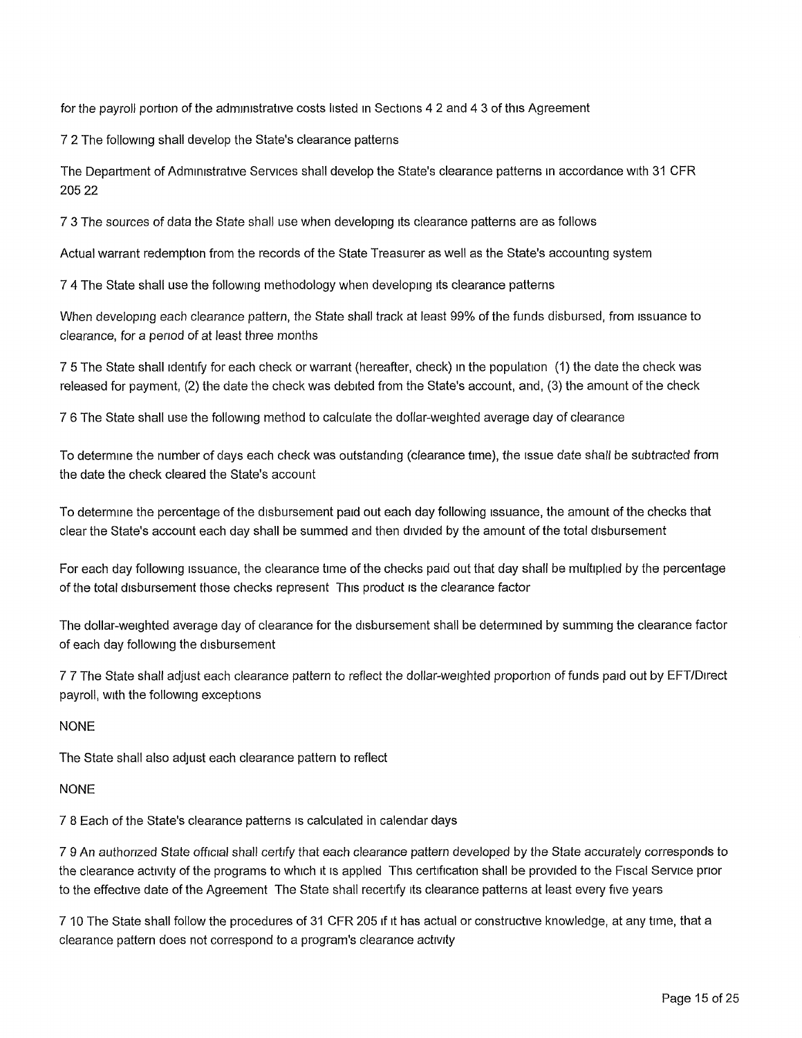for the payroll portion of the administrative costs listed in Sections 4 2 and 4 3 of this Agreement

7 2 The following shall develop the State's clearance patterns

The Department of Administrative Services shall develop the State's clearance patterns in accordance with 31 CFR 205 22

7 3 The sources of data the State shall use when developing its clearance patterns are as follows

Actual warrant redemption from the records of the State Treasurer as well as the State's accounting system

7 4 The State shall use the following methodology when developing its clearance patterns

When developing each clearance pattern, the State shall track at least 99% of the funds disbursed, from issuance to clearance, for a period of at least three months

7 5 The State shall identify for each check or warrant (hereafter, check) in the population (1) the date the check was released for payment, (2) the date the check was debited from the State's account, and, (3) the amount of the check

7 6 The State shall use the following method to calculate the dollar-weighted average day of clearance

To determine the number of days each check was outstanding (clearance time), the issue date shall be subtracted from the date the check cleared the State's account

To determine the percentage of the disbursement paid out each day following issuance, the amount of the checks that clear the State's account each day shall be summed and then divided by the amount of the total disbursement

For each day following issuance, the clearance time of the checks paid out that day shall be multiplied by the percentage of the total disbursement those checks represent This product is the clearance factor

The dollar-weighted average day of clearance for the disbursement shall be determined by summing the clearance factor of each day following the disbursement

7 7 The State shall adjust each clearance pattern to reflect the dollar-weighted proportion of funds paid out by EFT/Direct payroll, with the following exceptions

NONE

The State shall also adjust each clearance pattern to reflect

NONE

7 8 Each of the State's clearance patterns is calculated in calendar days

7 9 An authorized State official shall certify that each clearance pattern developed by the State accurately corresponds to the clearance activity of the programs to which it is applied This certification shall be provided to the Fiscal Service prior to the effective date of the Agreement The State shall recertify its clearance patterns at least every five years

7 10 The State shall follow the procedures of 31 CFR 205 if it has actual or constructive knowledge, at any time, that a clearance pattern does not correspond to a program's clearance activity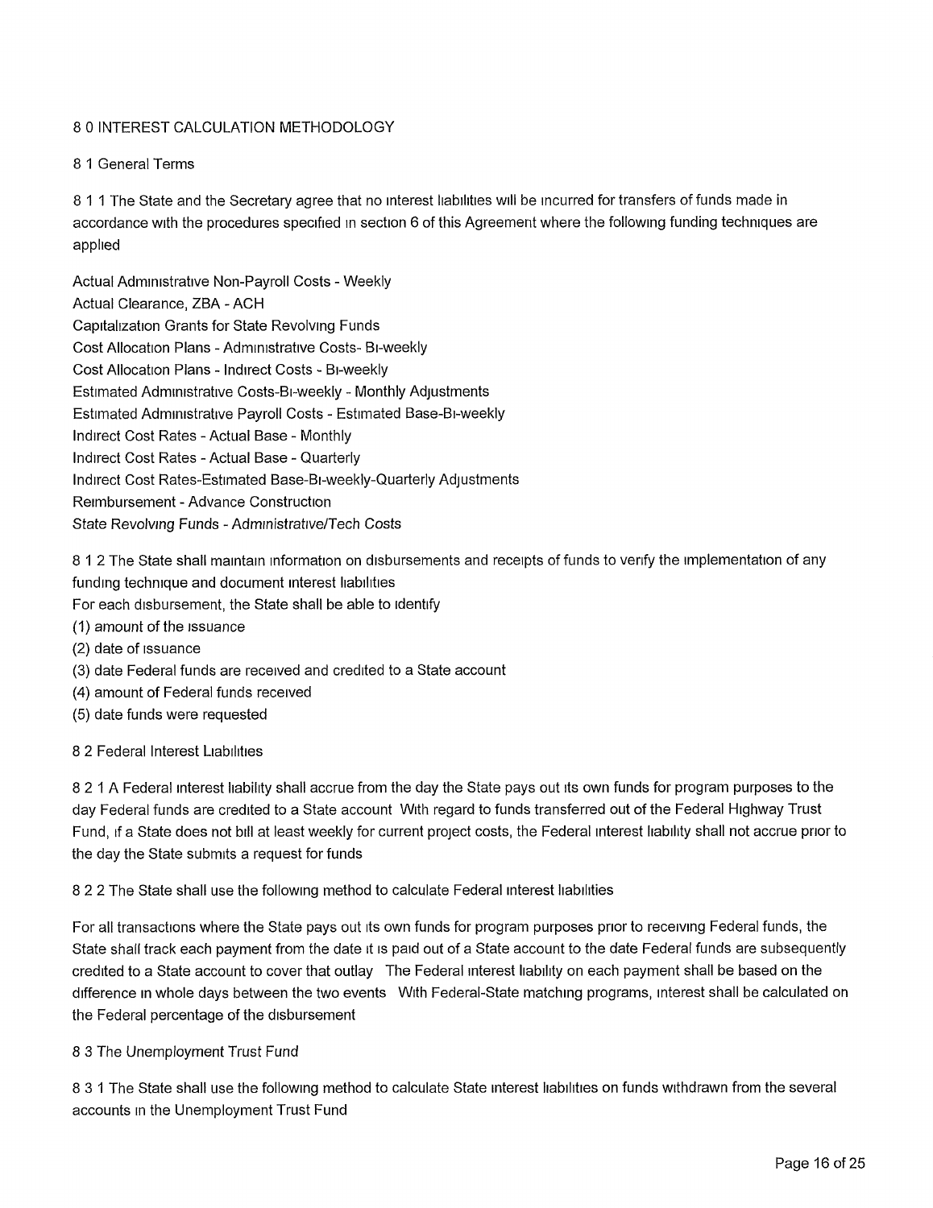## 8 0 INTEREST CALCULATION METHODOLOGY

### 8 1 General Terms

8 1 1 The State and the Secretary agree that no interest liabilities will be incurred for transfers of funds made in accordance with the procedures specified in section 6 of this Agreement where the following funding techniques are applied

Actual Administrative Non-Payroll Costs - Weekly
Actual Clearance, ZBA - ACH
Capitalization Grants for State Revolving Funds
Cost Allocation Plans - Administrative Costs- Bi-weekly
Cost Allocation Plans - Indirect Costs - Bi-weekly
Estimated Administrative Costs-Bi-weekly - Monthly Adjustments
Estimated Administrative Payroll Costs - Estimated Base-Bi-weekly
Indirect Cost Rates - Actual Base - Monthly
Indirect Cost Rates - Actual Base - Quarterly
Indirect Cost Rates-Estimated Base-Bi-weekly-Quarterly Adjustments
Reimbursement - Advance Construction
State Revolving Funds - Administrative/Tech Costs

8 1 2 The State shall maintain information on disbursements and receipts of funds to verify the implementation of any funding technique and document interest liabilities
For each disbursement, the State shall be able to identify
(1) amount of the issuance
(2) date of issuance
(3) date Federal funds are received and credited to a State account
(4) amount of Federal funds received
(5) date funds were requested

### 8 2 Federal Interest Liabilities

8 2 1 A Federal interest liability shall accrue from the day the State pays out its own funds for program purposes to the day Federal funds are credited to a State account With regard to funds transferred out of the Federal Highway Trust Fund, if a State does not bill at least weekly for current project costs, the Federal interest liability shall not accrue prior to the day the State submits a request for funds

8 2 2 The State shall use the following method to calculate Federal interest liabilities

For all transactions where the State pays out its own funds for program purposes prior to receiving Federal funds, the State shall track each payment from the date it is paid out of a State account to the date Federal funds are subsequently credited to a State account to cover that outlay The Federal interest liability on each payment shall be based on the difference in whole days between the two events With Federal-State matching programs, interest shall be calculated on the Federal percentage of the disbursement

### 8 3 The Unemployment Trust Fund

8 3 1 The State shall use the following method to calculate State interest liabilities on funds withdrawn from the several accounts in the Unemployment Trust Fund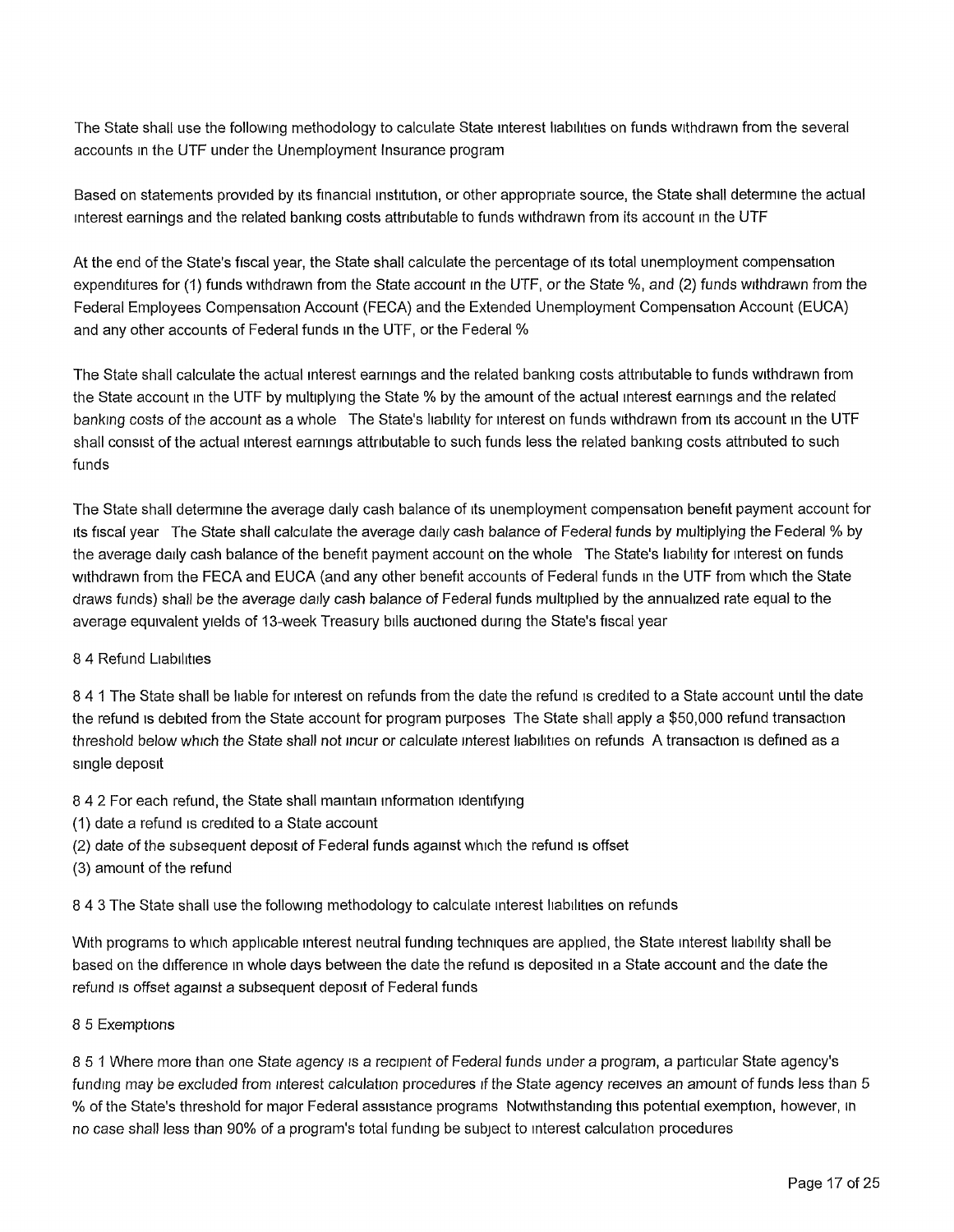The State shall use the following methodology to calculate State interest liabilities on funds withdrawn from the several accounts in the UTF under the Unemployment Insurance program

Based on statements provided by its financial institution, or other appropriate source, the State shall determine the actual interest earnings and the related banking costs attributable to funds withdrawn from its account in the UTF

At the end of the State's fiscal year, the State shall calculate the percentage of its total unemployment compensation expenditures for (1) funds withdrawn from the State account in the UTF, or the State %, and (2) funds withdrawn from the Federal Employees Compensation Account (FECA) and the Extended Unemployment Compensation Account (EUCA) and any other accounts of Federal funds in the UTF, or the Federal %

The State shall calculate the actual interest earnings and the related banking costs attributable to funds withdrawn from the State account in the UTF by multiplying the State % by the amount of the actual interest earnings and the related banking costs of the account as a whole The State's liability for interest on funds withdrawn from its account in the UTF shall consist of the actual interest earnings attributable to such funds less the related banking costs attributed to such funds

The State shall determine the average daily cash balance of its unemployment compensation benefit payment account for its fiscal year The State shall calculate the average daily cash balance of Federal funds by multiplying the Federal % by the average daily cash balance of the benefit payment account on the whole The State's liability for interest on funds withdrawn from the FECA and EUCA (and any other benefit accounts of Federal funds in the UTF from which the State draws funds) shall be the average daily cash balance of Federal funds multiplied by the annualized rate equal to the average equivalent yields of 13-week Treasury bills auctioned during the State's fiscal year

8 4 Refund Liabilities

8 4 1 The State shall be liable for interest on refunds from the date the refund is credited to a State account until the date the refund is debited from the State account for program purposes The State shall apply a $50,000 refund transaction threshold below which the State shall not incur or calculate interest liabilities on refunds A transaction is defined as a single deposit

8 4 2 For each refund, the State shall maintain information identifying
(1) date a refund is credited to a State account
(2) date of the subsequent deposit of Federal funds against which the refund is offset
(3) amount of the refund

8 4 3 The State shall use the following methodology to calculate interest liabilities on refunds

With programs to which applicable interest neutral funding techniques are applied, the State interest liability shall be based on the difference in whole days between the date the refund is deposited in a State account and the date the refund is offset against a subsequent deposit of Federal funds

8 5 Exemptions

8 5 1 Where more than one State agency is a recipient of Federal funds under a program, a particular State agency's funding may be excluded from interest calculation procedures if the State agency receives an amount of funds less than 5 % of the State's threshold for major Federal assistance programs Notwithstanding this potential exemption, however, in no case shall less than 90% of a program's total funding be subject to interest calculation procedures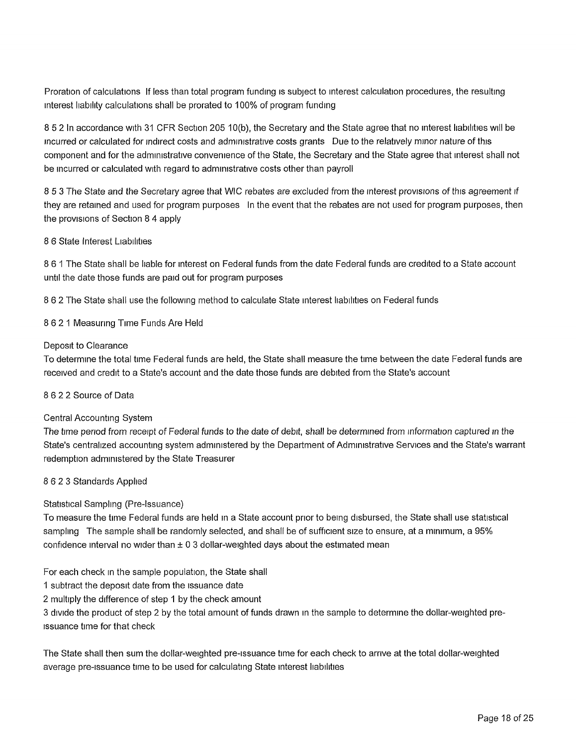Proration of calculations If less than total program funding is subject to interest calculation procedures, the resulting interest liability calculations shall be prorated to 100% of program funding

8 5 2 In accordance with 31 CFR Section 205 10(b), the Secretary and the State agree that no interest liabilities will be incurred or calculated for indirect costs and administrative costs grants Due to the relatively minor nature of this component and for the administrative convenience of the State, the Secretary and the State agree that interest shall not be incurred or calculated with regard to administrative costs other than payroll

8 5 3 The State and the Secretary agree that WIC rebates are excluded from the interest provisions of this agreement if they are retained and used for program purposes In the event that the rebates are not used for program purposes, then the provisions of Section 8 4 apply

8 6 State Interest Liabilities

8 6 1 The State shall be liable for interest on Federal funds from the date Federal funds are credited to a State account until the date those funds are paid out for program purposes

8 6 2 The State shall use the following method to calculate State interest liabilities on Federal funds

8 6 2 1 Measuring Time Funds Are Held

Deposit to Clearance
To determine the total time Federal funds are held, the State shall measure the time between the date Federal funds are received and credit to a State's account and the date those funds are debited from the State's account

8 6 2 2 Source of Data

Central Accounting System
The time period from receipt of Federal funds to the date of debit, shall be determined from information captured in the State's centralized accounting system administered by the Department of Administrative Services and the State's warrant redemption administered by the State Treasurer

8 6 2 3 Standards Applied

Statistical Sampling (Pre-Issuance)
To measure the time Federal funds are held in a State account prior to being disbursed, the State shall use statistical sampling The sample shall be randomly selected, and shall be of sufficient size to ensure, at a minimum, a 95% confidence interval no wider than ± 0 3 dollar-weighted days about the estimated mean

For each check in the sample population, the State shall
1 subtract the deposit date from the issuance date
2 multiply the difference of step 1 by the check amount
3 divide the product of step 2 by the total amount of funds drawn in the sample to determine the dollar-weighted pre-issuance time for that check

The State shall then sum the dollar-weighted pre-issuance time for each check to arrive at the total dollar-weighted average pre-issuance time to be used for calculating State interest liabilities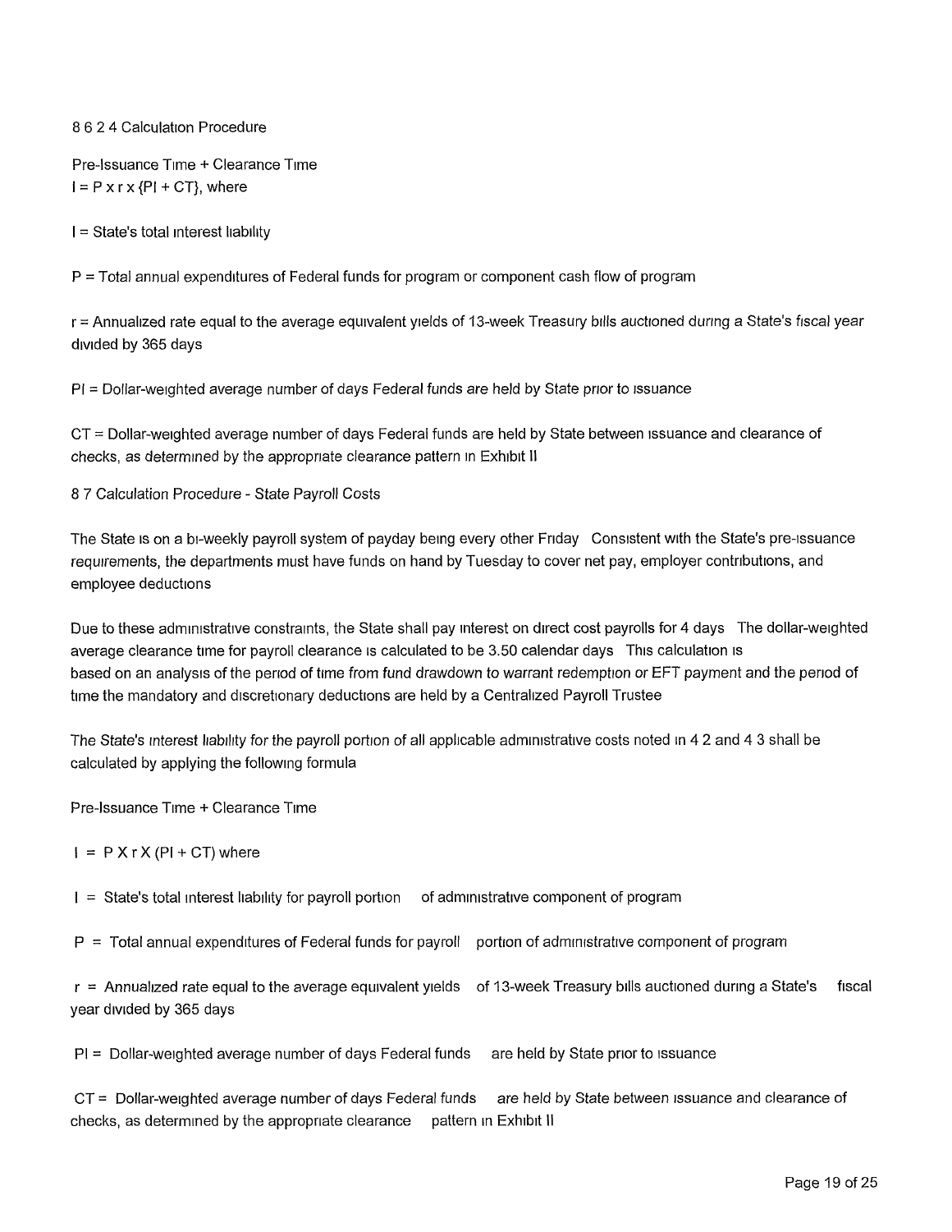8 6 2 4 Calculation Procedure

Pre-Issuance Time + Clearance Time
$I = P \times r \times \{PI + CT\}$, where

I = State's total interest liability

P = Total annual expenditures of Federal funds for program or component cash flow of program

r = Annualized rate equal to the average equivalent yields of 13-week Treasury bills auctioned during a State's fiscal year divided by 365 days

PI = Dollar-weighted average number of days Federal funds are held by State prior to issuance

CT = Dollar-weighted average number of days Federal funds are held by State between issuance and clearance of checks, as determined by the appropriate clearance pattern in Exhibit II

8 7 Calculation Procedure - State Payroll Costs

The State is on a bi-weekly payroll system of payday being every other Friday  Consistent with the State's pre-issuance requirements, the departments must have funds on hand by Tuesday to cover net pay, employer contributions, and employee deductions

Due to these administrative constraints, the State shall pay interest on direct cost payrolls for 4 days  The dollar-weighted average clearance time for payroll clearance is calculated to be 3.50 calendar days  This calculation is based on an analysis of the period of time from fund drawdown to warrant redemption or EFT payment and the period of time the mandatory and discretionary deductions are held by a Centralized Payroll Trustee

The State's interest liability for the payroll portion of all applicable administrative costs noted in 4 2 and 4 3 shall be calculated by applying the following formula

Pre-Issuance Time + Clearance Time

$I = P \times r \times (PI + CT)$ where

I = State's total interest liability for payroll portion of administrative component of program

P = Total annual expenditures of Federal funds for payroll portion of administrative component of program

r = Annualized rate equal to the average equivalent yields of 13-week Treasury bills auctioned during a State's fiscal year divided by 365 days

PI = Dollar-weighted average number of days Federal funds are held by State prior to issuance

CT = Dollar-weighted average number of days Federal funds are held by State between issuance and clearance of checks, as determined by the appropriate clearance pattern in Exhibit II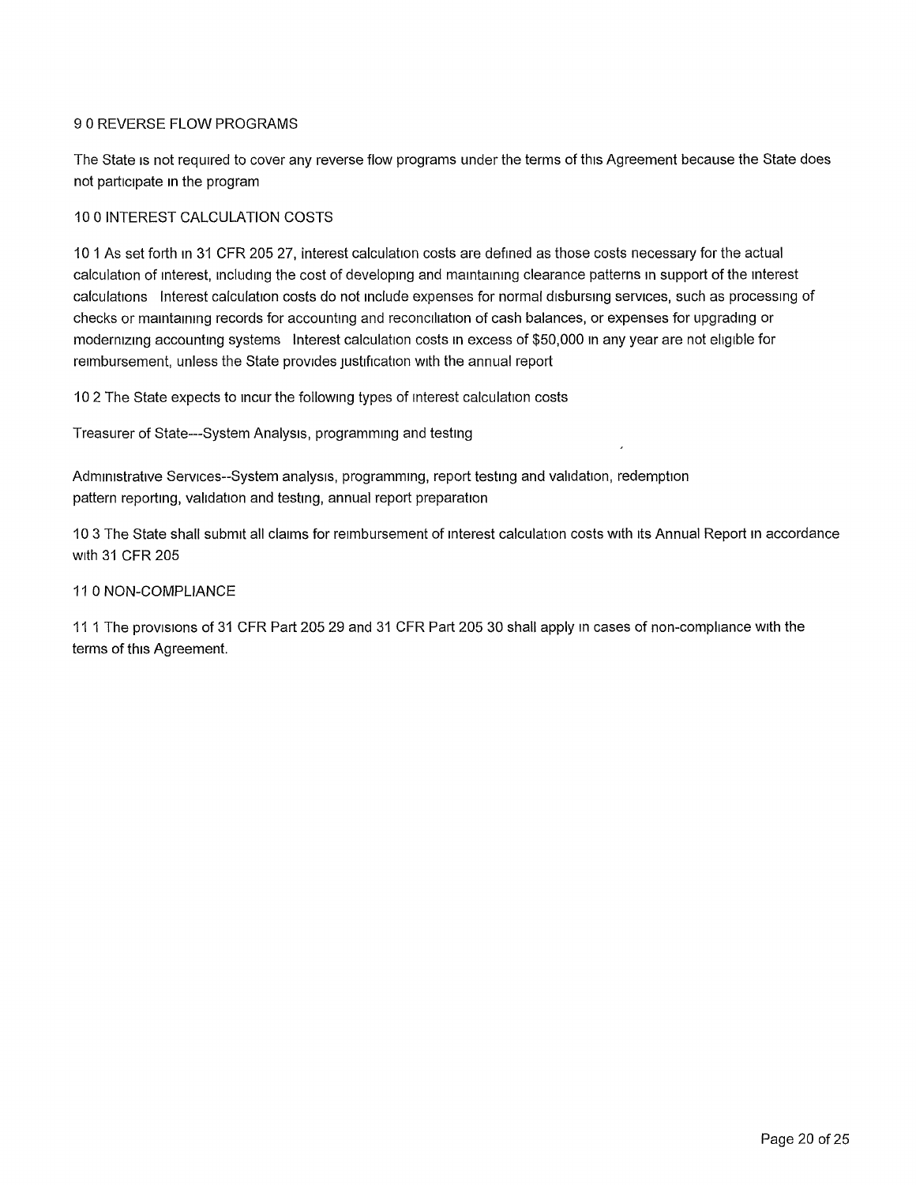## 9 0 REVERSE FLOW PROGRAMS

The State is not required to cover any reverse flow programs under the terms of this Agreement because the State does not participate in the program

## 10 0 INTEREST CALCULATION COSTS

10 1 As set forth in 31 CFR 205 27, interest calculation costs are defined as those costs necessary for the actual calculation of interest, including the cost of developing and maintaining clearance patterns in support of the interest calculations Interest calculation costs do not include expenses for normal disbursing services, such as processing of checks or maintaining records for accounting and reconciliation of cash balances, or expenses for upgrading or modernizing accounting systems Interest calculation costs in excess of $50,000 in any year are not eligible for reimbursement, unless the State provides justification with the annual report

10 2 The State expects to incur the following types of interest calculation costs

Treasurer of State---System Analysis, programming and testing

Administrative Services--System analysis, programming, report testing and validation, redemption pattern reporting, validation and testing, annual report preparation

10 3 The State shall submit all claims for reimbursement of interest calculation costs with its Annual Report in accordance with 31 CFR 205

## 11 0 NON-COMPLIANCE

11 1 The provisions of 31 CFR Part 205 29 and 31 CFR Part 205 30 shall apply in cases of non-compliance with the terms of this Agreement.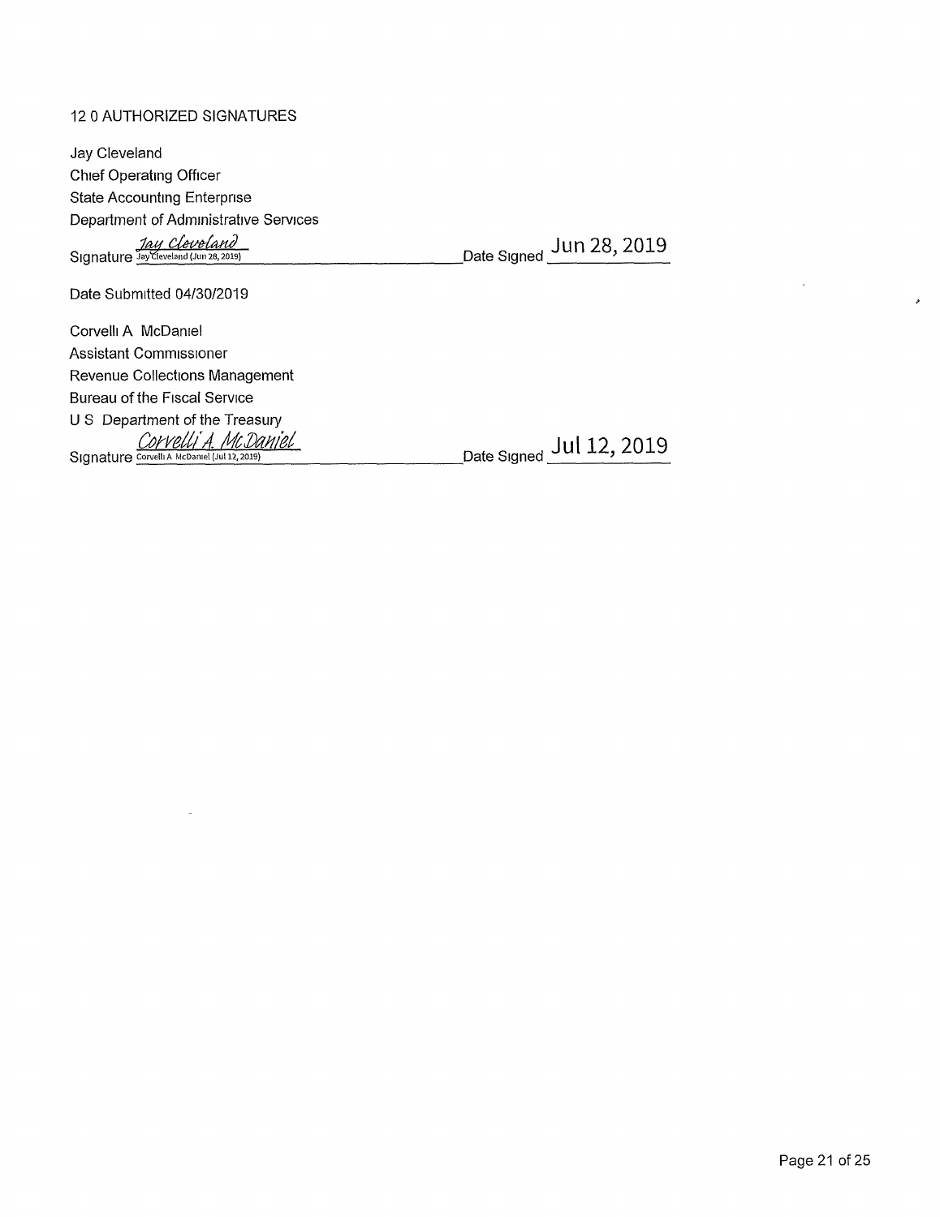## 12.0 AUTHORIZED SIGNATURES

Jay Cleveland
Chief Operating Officer
State Accounting Enterprise
Department of Administrative Services

Signature *Jay Cleveland* Jay Cleveland (Jun 28, 2019) Date Signed Jun 28, 2019

Date Submitted 04/30/2019

Corvelli A. McDaniel
Assistant Commissioner
Revenue Collections Management
Bureau of the Fiscal Service
U.S. Department of the Treasury

Signature *Corvelli A. McDaniel* Corvelli A. McDaniel (Jul 12, 2019) Date Signed Jul 12, 2019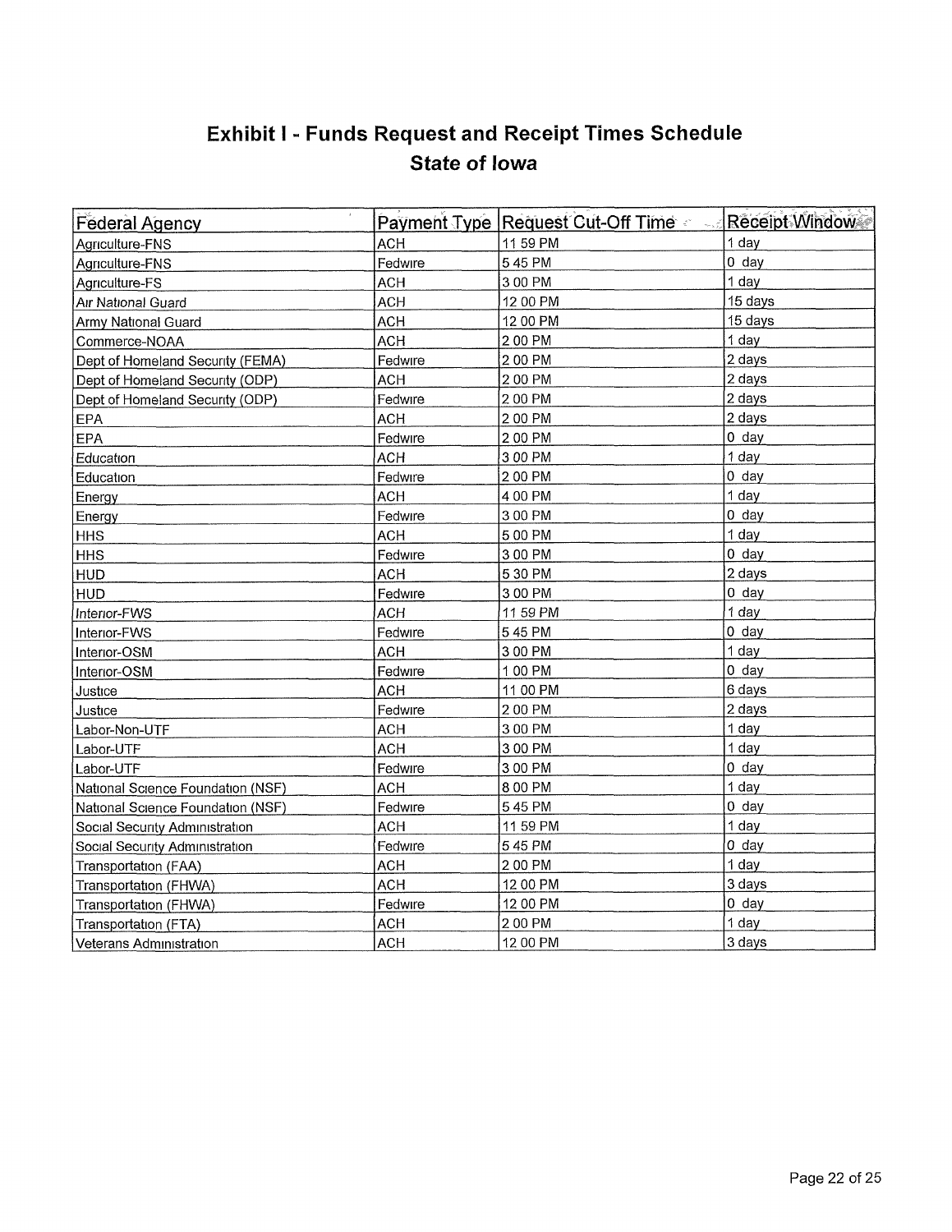## Exhibit I - Funds Request and Receipt Times Schedule

### *State of Iowa*

| Federal Agency | Payment Type | Request Cut-Off Time | Receipt Window |
|---|---|---|---|
| Agriculture-FNS | ACH | 11 59 PM | 1 day |
| Agriculture-FNS | Fedwire | 5 45 PM | 0 day |
| Agriculture-FS | ACH | 3 00 PM | 1 day |
| Air National Guard | ACH | 12 00 PM | 15 days |
| Army National Guard | ACH | 12 00 PM | 15 days |
| Commerce-NOAA | ACH | 2 00 PM | 1 day |
| Dept of Homeland Security (FEMA) | Fedwire | 2 00 PM | 2 days |
| Dept of Homeland Security (ODP) | ACH | 2 00 PM | 2 days |
| Dept of Homeland Security (ODP) | Fedwire | 2 00 PM | 2 days |
| EPA | ACH | 2 00 PM | 2 days |
| EPA | Fedwire | 2 00 PM | 0 day |
| Education | ACH | 3 00 PM | 1 day |
| Education | Fedwire | 2 00 PM | 0 day |
| Energy | ACH | 4 00 PM | 1 day |
| Energy | Fedwire | 3 00 PM | 0 day |
| HHS | ACH | 5 00 PM | 1 day |
| HHS | Fedwire | 3 00 PM | 0 day |
| HUD | ACH | 5 30 PM | 2 days |
| HUD | Fedwire | 3 00 PM | 0 day |
| Interior-FWS | ACH | 11 59 PM | 1 day |
| Interior-FWS | Fedwire | 5 45 PM | 0 day |
| Interior-OSM | ACH | 3 00 PM | 1 day |
| Interior-OSM | Fedwire | 1 00 PM | 0 day |
| Justice | ACH | 11 00 PM | 6 days |
| Justice | Fedwire | 2 00 PM | 2 days |
| Labor-Non-UTF | ACH | 3 00 PM | 1 day |
| Labor-UTF | ACH | 3 00 PM | 1 day |
| Labor-UTF | Fedwire | 3 00 PM | 0 day |
| National Science Foundation (NSF) | ACH | 8 00 PM | 1 day |
| National Science Foundation (NSF) | Fedwire | 5 45 PM | 0 day |
| Social Security Administration | ACH | 11 59 PM | 1 day |
| Social Security Administration | Fedwire | 5 45 PM | 0 day |
| Transportation (FAA) | ACH | 2 00 PM | 1 day |
| Transportation (FHWA) | ACH | 12 00 PM | 3 days |
| Transportation (FHWA) | Fedwire | 12 00 PM | 0 day |
| Transportation (FTA) | ACH | 2 00 PM | 1 day |
| Veterans Administration | ACH | 12 00 PM | 3 days |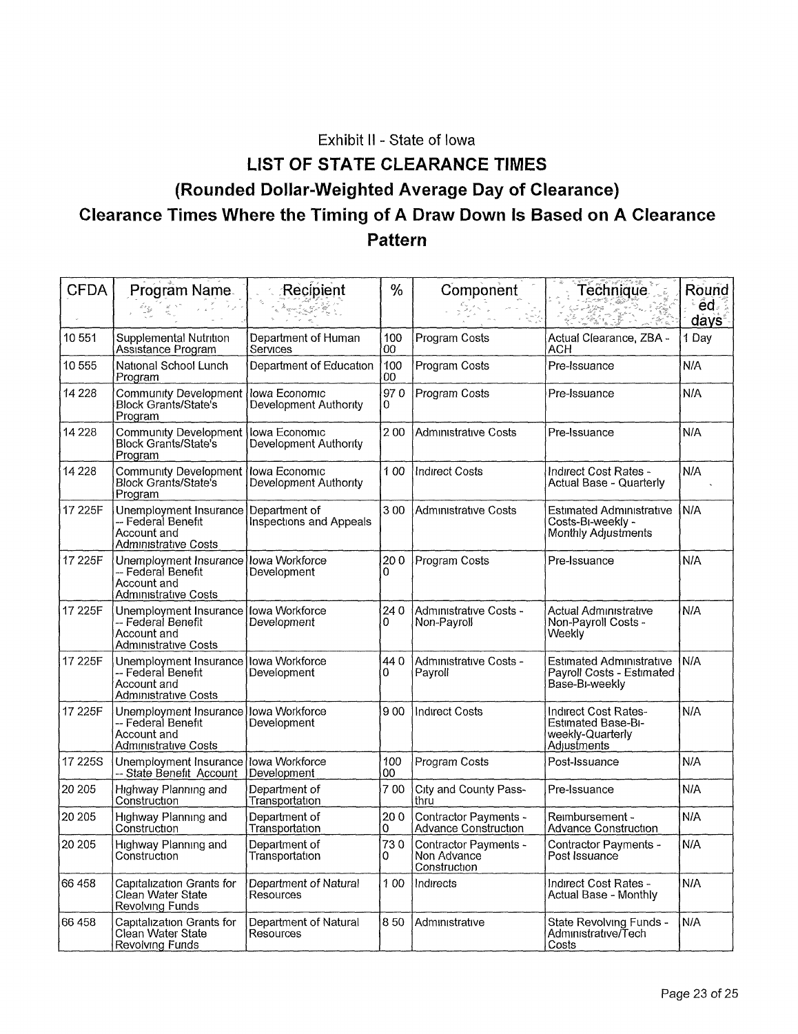Exhibit II - State of Iowa

# LIST OF STATE CLEARANCE TIMES

## (Rounded Dollar-Weighted Average Day of Clearance)

## Clearance Times Where the Timing of A Draw Down Is Based on A Clearance Pattern

| CFDA | Program Name | Recipient | % | Component | Technique | Rounded days |
|---|---|---|---|---|---|---|
| 10 551 | Supplemental Nutrition Assistance Program | Department of Human Services | 100 00 | Program Costs | Actual Clearance, ZBA - ACH | 1 Day |
| 10 555 | National School Lunch Program | Department of Education | 100 00 | Program Costs | Pre-Issuance | N/A |
| 14 228 | Community Development Block Grants/State's Program | Iowa Economic Development Authority | 97 00 | Program Costs | Pre-Issuance | N/A |
| 14 228 | Community Development Block Grants/State's Program | Iowa Economic Development Authority | 2 00 | Administrative Costs | Pre-Issuance | N/A |
| 14 228 | Community Development Block Grants/State's Program | Iowa Economic Development Authority | 1 00 | Indirect Costs | Indirect Cost Rates - Actual Base - Quarterly | N/A |
| 17 225F | Unemployment Insurance -- Federal Benefit Account and Administrative Costs | Department of Inspections and Appeals | 3 00 | Administrative Costs | Estimated Administrative Costs-Bi-weekly - Monthly Adjustments | N/A |
| 17 225F | Unemployment Insurance -- Federal Benefit Account and Administrative Costs | Iowa Workforce Development | 20 00 | Program Costs | Pre-Issuance | N/A |
| 17 225F | Unemployment Insurance -- Federal Benefit Account and Administrative Costs | Iowa Workforce Development | 24 00 | Administrative Costs - Non-Payroll | Actual Administrative Non-Payroll Costs - Weekly | N/A |
| 17 225F | Unemployment Insurance -- Federal Benefit Account and Administrative Costs | Iowa Workforce Development | 44 00 | Administrative Costs - Payroll | Estimated Administrative Payroll Costs - Estimated Base-Bi-weekly | N/A |
| 17 225F | Unemployment Insurance -- Federal Benefit Account and Administrative Costs | Iowa Workforce Development | 9 00 | Indirect Costs | Indirect Cost Rates-Estimated Base-Bi-weekly-Quarterly Adjustments | N/A |
| 17 225S | Unemployment Insurance -- State Benefit Account | Iowa Workforce Development | 100 00 | Program Costs | Post-Issuance | N/A |
| 20 205 | Highway Planning and Construction | Department of Transportation | 7 00 | City and County Pass-thru | Pre-Issuance | N/A |
| 20 205 | Highway Planning and Construction | Department of Transportation | 20 00 | Contractor Payments - Advance Construction | Reimbursement - Advance Construction | N/A |
| 20 205 | Highway Planning and Construction | Department of Transportation | 73 00 | Contractor Payments - Non Advance Construction | Contractor Payments - Post Issuance | N/A |
| 66 458 | Capitalization Grants for Clean Water State Revolving Funds | Department of Natural Resources | 1 00 | Indirects | Indirect Cost Rates - Actual Base - Monthly | N/A |
| 66 458 | Capitalization Grants for Clean Water State Revolving Funds | Department of Natural Resources | 8 50 | Administrative | State Revolving Funds - Administrative/Tech Costs | N/A |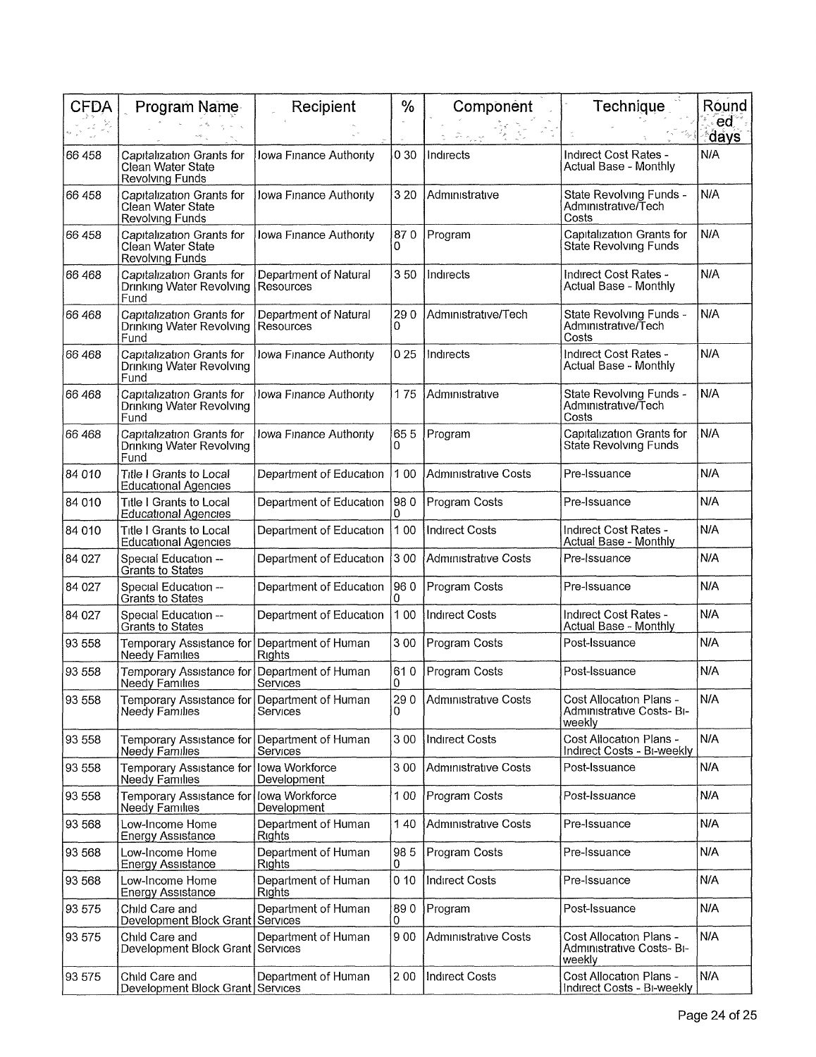| CFDA | Program Name | Recipient | % | Component | Technique | Rounded days |
|---|---|---|---|---|---|---|
| 66 458 | Capitalization Grants for Clean Water State Revolving Funds | Iowa Finance Authority | 0 30 | Indirects | Indirect Cost Rates - Actual Base - Monthly | N/A |
| 66 458 | Capitalization Grants for Clean Water State Revolving Funds | Iowa Finance Authority | 3 20 | Administrative | State Revolving Funds - Administrative/Tech Costs | N/A |
| 66 458 | Capitalization Grants for Clean Water State Revolving Funds | Iowa Finance Authority | 87 0 0 | Program | Capitalization Grants for State Revolving Funds | N/A |
| 66 468 | Capitalization Grants for Drinking Water Revolving Fund | Department of Natural Resources | 3 50 | Indirects | Indirect Cost Rates - Actual Base - Monthly | N/A |
| 66 468 | Capitalization Grants for Drinking Water Revolving Fund | Department of Natural Resources | 29 0 0 | Administrative/Tech | State Revolving Funds - Administrative/Tech Costs | N/A |
| 66 468 | Capitalization Grants for Drinking Water Revolving Fund | Iowa Finance Authority | 0 25 | Indirects | Indirect Cost Rates - Actual Base - Monthly | N/A |
| 66 468 | Capitalization Grants for Drinking Water Revolving Fund | Iowa Finance Authority | 1 75 | Administrative | State Revolving Funds - Administrative/Tech Costs | N/A |
| 66 468 | Capitalization Grants for Drinking Water Revolving Fund | Iowa Finance Authority | 65 5 0 | Program | Capitalization Grants for State Revolving Funds | N/A |
| 84 010 | Title I Grants to Local Educational Agencies | Department of Education | 1 00 | Administrative Costs | Pre-Issuance | N/A |
| 84 010 | Title I Grants to Local Educational Agencies | Department of Education | 98 0 0 | Program Costs | Pre-Issuance | N/A |
| 84 010 | Title I Grants to Local Educational Agencies | Department of Education | 1 00 | Indirect Costs | Indirect Cost Rates - Actual Base - Monthly | N/A |
| 84 027 | Special Education -- Grants to States | Department of Education | 3 00 | Administrative Costs | Pre-Issuance | N/A |
| 84 027 | Special Education -- Grants to States | Department of Education | 96 0 0 | Program Costs | Pre-Issuance | N/A |
| 84 027 | Special Education -- Grants to States | Department of Education | 1 00 | Indirect Costs | Indirect Cost Rates - Actual Base - Monthly | N/A |
| 93 558 | Temporary Assistance for Needy Families | Department of Human Rights | 3 00 | Program Costs | Post-Issuance | N/A |
| 93 558 | Temporary Assistance for Needy Families | Department of Human Services | 61 0 0 | Program Costs | Post-Issuance | N/A |
| 93 558 | Temporary Assistance for Needy Families | Department of Human Services | 29 0 0 | Administrative Costs | Cost Allocation Plans - Administrative Costs- Bi-weekly | N/A |
| 93 558 | Temporary Assistance for Needy Families | Department of Human Services | 3 00 | Indirect Costs | Cost Allocation Plans - Indirect Costs - Bi-weekly | N/A |
| 93 558 | Temporary Assistance for Needy Families | Iowa Workforce Development | 3 00 | Administrative Costs | Post-Issuance | N/A |
| 93 558 | Temporary Assistance for Needy Families | Iowa Workforce Development | 1 00 | Program Costs | Post-Issuance | N/A |
| 93 568 | Low-Income Home Energy Assistance | Department of Human Rights | 1 40 | Administrative Costs | Pre-Issuance | N/A |
| 93 568 | Low-Income Home Energy Assistance | Department of Human Rights | 98 5 0 | Program Costs | Pre-Issuance | N/A |
| 93 568 | Low-Income Home Energy Assistance | Department of Human Rights | 0 10 | Indirect Costs | Pre-Issuance | N/A |
| 93 575 | Child Care and Development Block Grant | Department of Human Services | 89 0 0 | Program | Post-Issuance | N/A |
| 93 575 | Child Care and Development Block Grant | Department of Human Services | 9 00 | Administrative Costs | Cost Allocation Plans - Administrative Costs- Bi-weekly | N/A |
| 93 575 | Child Care and Development Block Grant | Department of Human Services | 2 00 | Indirect Costs | Cost Allocation Plans - Indirect Costs - Bi-weekly | N/A |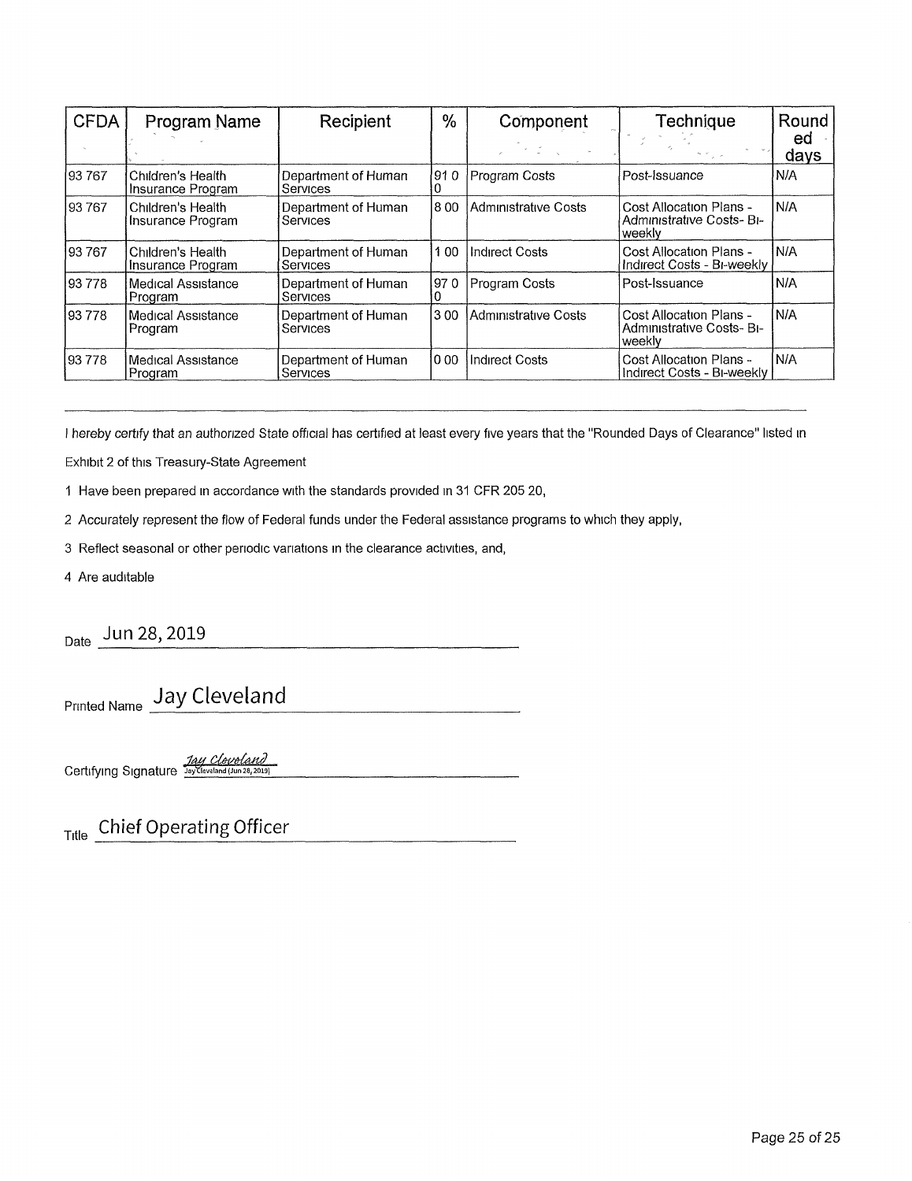| CFDA | Program Name | Recipient | % | Component | Technique | Rounded days |
|---|---|---|---|---|---|---|
| 93 767 | Children's Health Insurance Program | Department of Human Services | 91 00 | Program Costs | Post-Issuance | N/A |
| 93 767 | Children's Health Insurance Program | Department of Human Services | 8 00 | Administrative Costs | Cost Allocation Plans - Administrative Costs- Bi-weekly | N/A |
| 93 767 | Children's Health Insurance Program | Department of Human Services | 1 00 | Indirect Costs | Cost Allocation Plans - Indirect Costs - Bi-weekly | N/A |
| 93 778 | Medical Assistance Program | Department of Human Services | 97 00 | Program Costs | Post-Issuance | N/A |
| 93 778 | Medical Assistance Program | Department of Human Services | 3 00 | Administrative Costs | Cost Allocation Plans - Administrative Costs- Bi-weekly | N/A |
| 93 778 | Medical Assistance Program | Department of Human Services | 0 00 | Indirect Costs | Cost Allocation Plans - Indirect Costs - Bi-weekly | N/A |

I hereby certify that an authorized State official has certified at least every five years that the "Rounded Days of Clearance" listed in Exhibit 2 of this Treasury-State Agreement

1 Have been prepared in accordance with the standards provided in 31 CFR 205 20,

2 Accurately represent the flow of Federal funds under the Federal assistance programs to which they apply,

3 Reflect seasonal or other periodic variations in the clearance activities, and,

4 Are auditable

Date Jun 28, 2019

Printed Name Jay Cleveland

Certifying Signature *Jay Cleveland* Jay Cleveland (Jun 28, 2019)

Title Chief Operating Officer